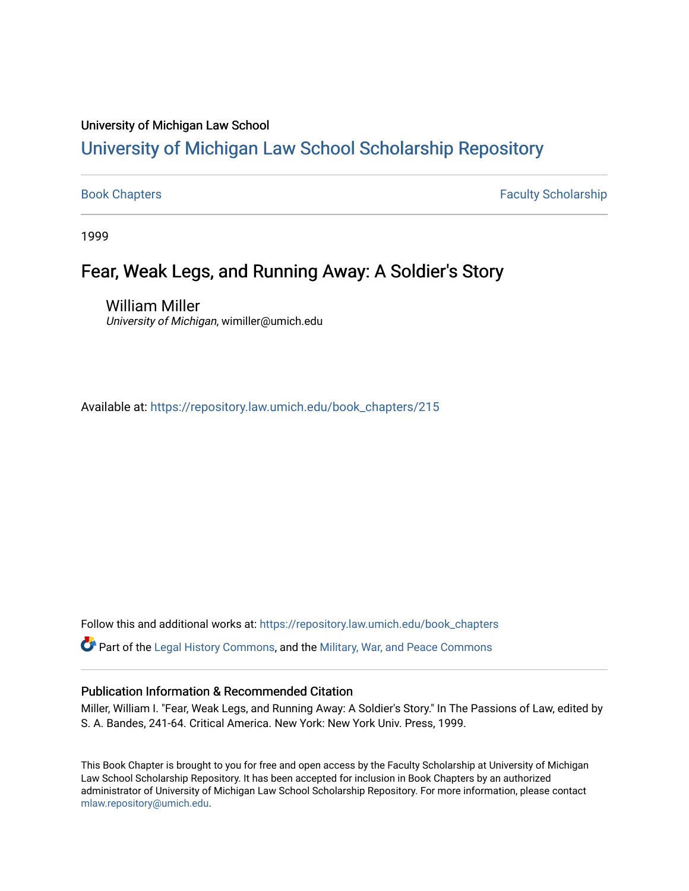University of Michigan Law School

# University of Michigan Law School Scholarship Repository

Book Chapters | Faculty Scholarship

1999

## Fear, Weak Legs, and Running Away: A Soldier's Story

William Miller
*University of Michigan*, wimiller@umich.edu

Available at: https://repository.law.umich.edu/book_chapters/215

Follow this and additional works at: https://repository.law.umich.edu/book_chapters

Part of the Legal History Commons, and the Military, War, and Peace Commons

### Publication Information & Recommended Citation

Miller, William I. "Fear, Weak Legs, and Running Away: A Soldier's Story." In The Passions of Law, edited by S. A. Bandes, 241-64. Critical America. New York: New York Univ. Press, 1999.

This Book Chapter is brought to you for free and open access by the Faculty Scholarship at University of Michigan Law School Scholarship Repository. It has been accepted for inclusion in Book Chapters by an authorized administrator of University of Michigan Law School Scholarship Repository. For more information, please contact mlaw.repository@umich.edu.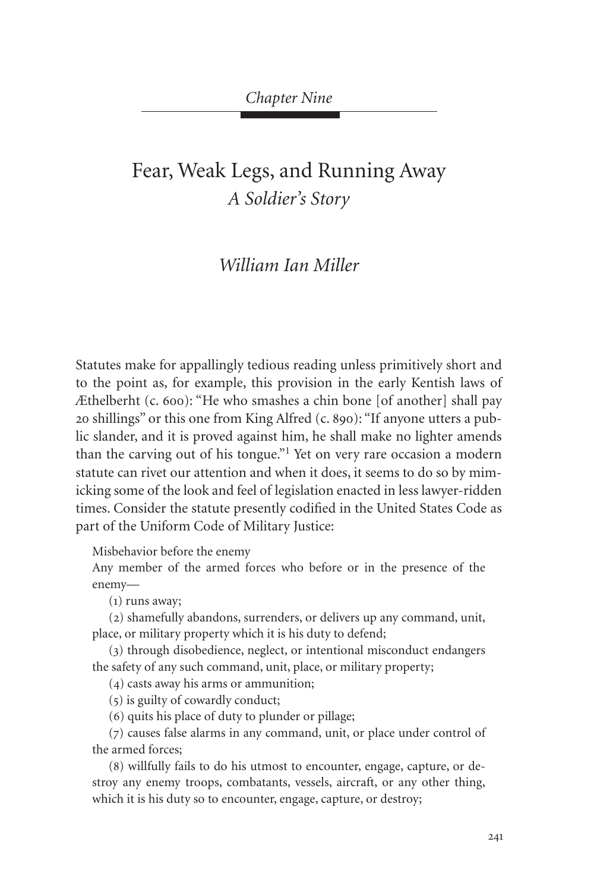*Chapter Nine*

# Fear, Weak Legs, and Running Away

## *A Soldier's Story*

### *William Ian Miller*

Statutes make for appallingly tedious reading unless primitively short and to the point as, for example, this provision in the early Kentish laws of Æthelberht (c. 600): "He who smashes a chin bone [of another] shall pay 20 shillings" or this one from King Alfred (c. 890): "If anyone utters a public slander, and it is proved against him, he shall make no lighter amends than the carving out of his tongue."[1] Yet on very rare occasion a modern statute can rivet our attention and when it does, it seems to do so by mimicking some of the look and feel of legislation enacted in less lawyer-ridden times. Consider the statute presently codified in the United States Code as part of the Uniform Code of Military Justice:

> Misbehavior before the enemy
>
> Any member of the armed forces who before or in the presence of the enemy—
>
> (1) runs away;
>
> (2) shamefully abandons, surrenders, or delivers up any command, unit, place, or military property which it is his duty to defend;
>
> (3) through disobedience, neglect, or intentional misconduct endangers the safety of any such command, unit, place, or military property;
>
> (4) casts away his arms or ammunition;
>
> (5) is guilty of cowardly conduct;
>
> (6) quits his place of duty to plunder or pillage;
>
> (7) causes false alarms in any command, unit, or place under control of the armed forces;
>
> (8) willfully fails to do his utmost to encounter, engage, capture, or destroy any enemy troops, combatants, vessels, aircraft, or any other thing, which it is his duty so to encounter, engage, capture, or destroy;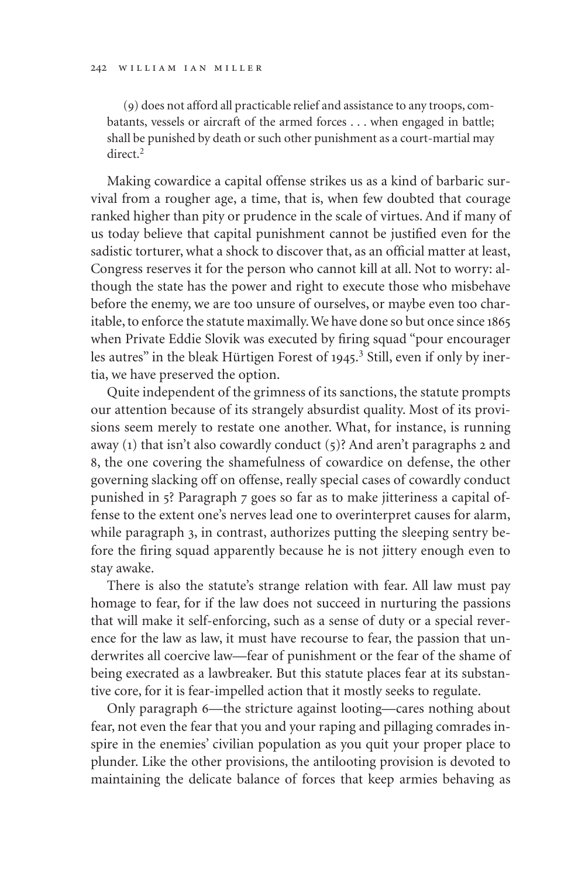(9) does not afford all practicable relief and assistance to any troops, combatants, vessels or aircraft of the armed forces . . . when engaged in battle; shall be punished by death or such other punishment as a court-martial may direct.[2]

Making cowardice a capital offense strikes us as a kind of barbaric survival from a rougher age, a time, that is, when few doubted that courage ranked higher than pity or prudence in the scale of virtues. And if many of us today believe that capital punishment cannot be justified even for the sadistic torturer, what a shock to discover that, as an official matter at least, Congress reserves it for the person who cannot kill at all. Not to worry: although the state has the power and right to execute those who misbehave before the enemy, we are too unsure of ourselves, or maybe even too charitable, to enforce the statute maximally. We have done so but once since 1865 when Private Eddie Slovik was executed by firing squad "pour encourager les autres" in the bleak Hürtigen Forest of 1945.[3] Still, even if only by inertia, we have preserved the option.

Quite independent of the grimness of its sanctions, the statute prompts our attention because of its strangely absurdist quality. Most of its provisions seem merely to restate one another. What, for instance, is running away (1) that isn't also cowardly conduct (5)? And aren't paragraphs 2 and 8, the one covering the shamefulness of cowardice on defense, the other governing slacking off on offense, really special cases of cowardly conduct punished in 5? Paragraph 7 goes so far as to make jitteriness a capital offense to the extent one's nerves lead one to overinterpret causes for alarm, while paragraph 3, in contrast, authorizes putting the sleeping sentry before the firing squad apparently because he is not jittery enough even to stay awake.

There is also the statute's strange relation with fear. All law must pay homage to fear, for if the law does not succeed in nurturing the passions that will make it self-enforcing, such as a sense of duty or a special reverence for the law as law, it must have recourse to fear, the passion that underwrites all coercive law—fear of punishment or the fear of the shame of being execrated as a lawbreaker. But this statute places fear at its substantive core, for it is fear-impelled action that it mostly seeks to regulate.

Only paragraph 6—the stricture against looting—cares nothing about fear, not even the fear that you and your raping and pillaging comrades inspire in the enemies' civilian population as you quit your proper place to plunder. Like the other provisions, the antilooting provision is devoted to maintaining the delicate balance of forces that keep armies behaving as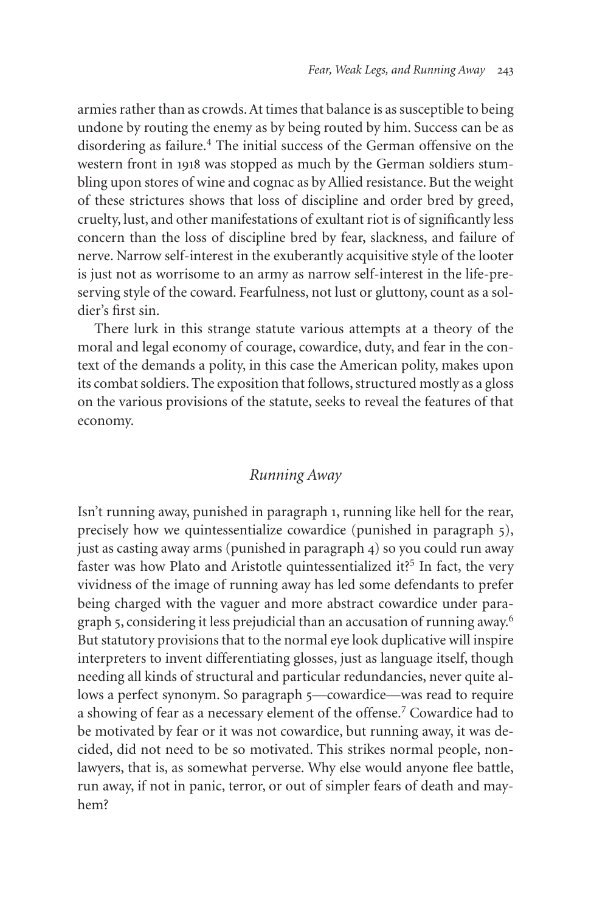armies rather than as crowds. At times that balance is as susceptible to being undone by routing the enemy as by being routed by him. Success can be as disordering as failure.[4] The initial success of the German offensive on the western front in 1918 was stopped as much by the German soldiers stumbling upon stores of wine and cognac as by Allied resistance. But the weight of these strictures shows that loss of discipline and order bred by greed, cruelty, lust, and other manifestations of exultant riot is of significantly less concern than the loss of discipline bred by fear, slackness, and failure of nerve. Narrow self-interest in the exuberantly acquisitive style of the looter is just not as worrisome to an army as narrow self-interest in the life-preserving style of the coward. Fearfulness, not lust or gluttony, count as a soldier's first sin.

There lurk in this strange statute various attempts at a theory of the moral and legal economy of courage, cowardice, duty, and fear in the context of the demands a polity, in this case the American polity, makes upon its combat soldiers. The exposition that follows, structured mostly as a gloss on the various provisions of the statute, seeks to reveal the features of that economy.

## *Running Away*

Isn't running away, punished in paragraph 1, running like hell for the rear, precisely how we quintessentialize cowardice (punished in paragraph 5), just as casting away arms (punished in paragraph 4) so you could run away faster was how Plato and Aristotle quintessentialized it?[5] In fact, the very vividness of the image of running away has led some defendants to prefer being charged with the vaguer and more abstract cowardice under paragraph 5, considering it less prejudicial than an accusation of running away.[6] But statutory provisions that to the normal eye look duplicative will inspire interpreters to invent differentiating glosses, just as language itself, though needing all kinds of structural and particular redundancies, never quite allows a perfect synonym. So paragraph 5—cowardice—was read to require a showing of fear as a necessary element of the offense.[7] Cowardice had to be motivated by fear or it was not cowardice, but running away, it was decided, did not need to be so motivated. This strikes normal people, nonlawyers, that is, as somewhat perverse. Why else would anyone flee battle, run away, if not in panic, terror, or out of simpler fears of death and mayhem?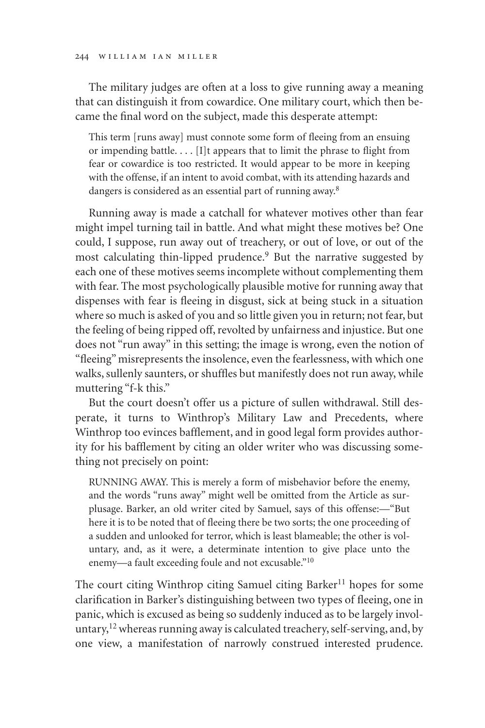The military judges are often at a loss to give running away a meaning that can distinguish it from cowardice. One military court, which then became the final word on the subject, made this desperate attempt:

> This term [runs away] must connote some form of fleeing from an ensuing or impending battle. . . . [I]t appears that to limit the phrase to flight from fear or cowardice is too restricted. It would appear to be more in keeping with the offense, if an intent to avoid combat, with its attending hazards and dangers is considered as an essential part of running away.[8]

Running away is made a catchall for whatever motives other than fear might impel turning tail in battle. And what might these motives be? One could, I suppose, run away out of treachery, or out of love, or out of the most calculating thin-lipped prudence.[9] But the narrative suggested by each one of these motives seems incomplete without complementing them with fear. The most psychologically plausible motive for running away that dispenses with fear is fleeing in disgust, sick at being stuck in a situation where so much is asked of you and so little given you in return; not fear, but the feeling of being ripped off, revolted by unfairness and injustice. But one does not "run away" in this setting; the image is wrong, even the notion of "fleeing" misrepresents the insolence, even the fearlessness, with which one walks, sullenly saunters, or shuffles but manifestly does not run away, while muttering "f-k this."

But the court doesn't offer us a picture of sullen withdrawal. Still desperate, it turns to Winthrop's Military Law and Precedents, where Winthrop too evinces bafflement, and in good legal form provides authority for his bafflement by citing an older writer who was discussing something not precisely on point:

> RUNNING AWAY. This is merely a form of misbehavior before the enemy, and the words "runs away" might well be omitted from the Article as surplusage. Barker, an old writer cited by Samuel, says of this offense:—"But here it is to be noted that of fleeing there be two sorts; the one proceeding of a sudden and unlooked for terror, which is least blameable; the other is voluntary, and, as it were, a determinate intention to give place unto the enemy—a fault exceeding foule and not excusable."[10]

The court citing Winthrop citing Samuel citing Barker[11] hopes for some clarification in Barker's distinguishing between two types of fleeing, one in panic, which is excused as being so suddenly induced as to be largely involuntary,[12] whereas running away is calculated treachery, self-serving, and, by one view, a manifestation of narrowly construed interested prudence.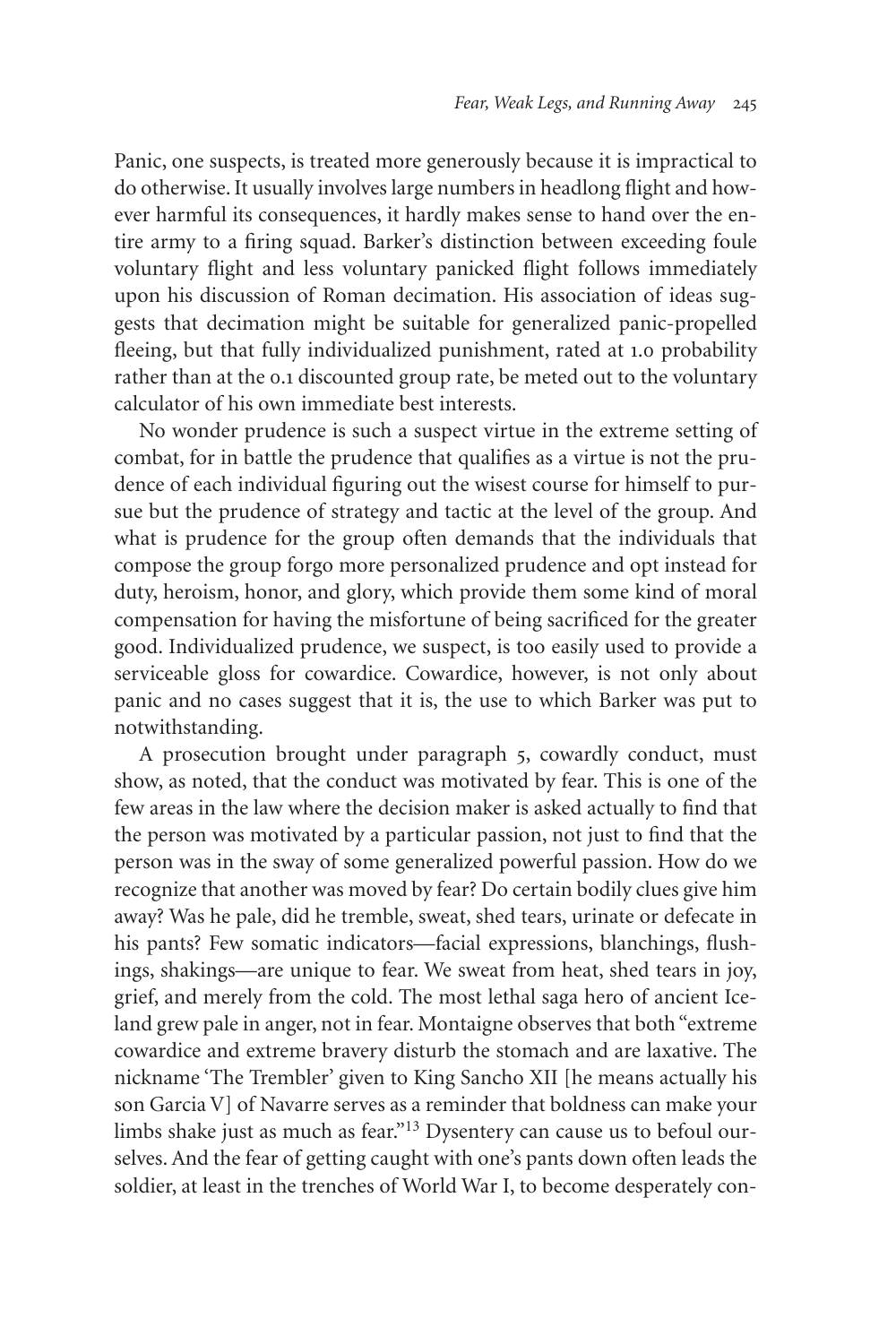Panic, one suspects, is treated more generously because it is impractical to do otherwise. It usually involves large numbers in headlong flight and however harmful its consequences, it hardly makes sense to hand over the entire army to a firing squad. Barker's distinction between exceeding foule voluntary flight and less voluntary panicked flight follows immediately upon his discussion of Roman decimation. His association of ideas suggests that decimation might be suitable for generalized panic-propelled fleeing, but that fully individualized punishment, rated at 1.0 probability rather than at the 0.1 discounted group rate, be meted out to the voluntary calculator of his own immediate best interests.

No wonder prudence is such a suspect virtue in the extreme setting of combat, for in battle the prudence that qualifies as a virtue is not the prudence of each individual figuring out the wisest course for himself to pursue but the prudence of strategy and tactic at the level of the group. And what is prudence for the group often demands that the individuals that compose the group forgo more personalized prudence and opt instead for duty, heroism, honor, and glory, which provide them some kind of moral compensation for having the misfortune of being sacrificed for the greater good. Individualized prudence, we suspect, is too easily used to provide a serviceable gloss for cowardice. Cowardice, however, is not only about panic and no cases suggest that it is, the use to which Barker was put to notwithstanding.

A prosecution brought under paragraph 5, cowardly conduct, must show, as noted, that the conduct was motivated by fear. This is one of the few areas in the law where the decision maker is asked actually to find that the person was motivated by a particular passion, not just to find that the person was in the sway of some generalized powerful passion. How do we recognize that another was moved by fear? Do certain bodily clues give him away? Was he pale, did he tremble, sweat, shed tears, urinate or defecate in his pants? Few somatic indicators—facial expressions, blanchings, flushings, shakings—are unique to fear. We sweat from heat, shed tears in joy, grief, and merely from the cold. The most lethal saga hero of ancient Iceland grew pale in anger, not in fear. Montaigne observes that both "extreme cowardice and extreme bravery disturb the stomach and are laxative. The nickname 'The Trembler' given to King Sancho XII [he means actually his son Garcia V] of Navarre serves as a reminder that boldness can make your limbs shake just as much as fear."[13] Dysentery can cause us to befoul ourselves. And the fear of getting caught with one's pants down often leads the soldier, at least in the trenches of World War I, to become desperately con-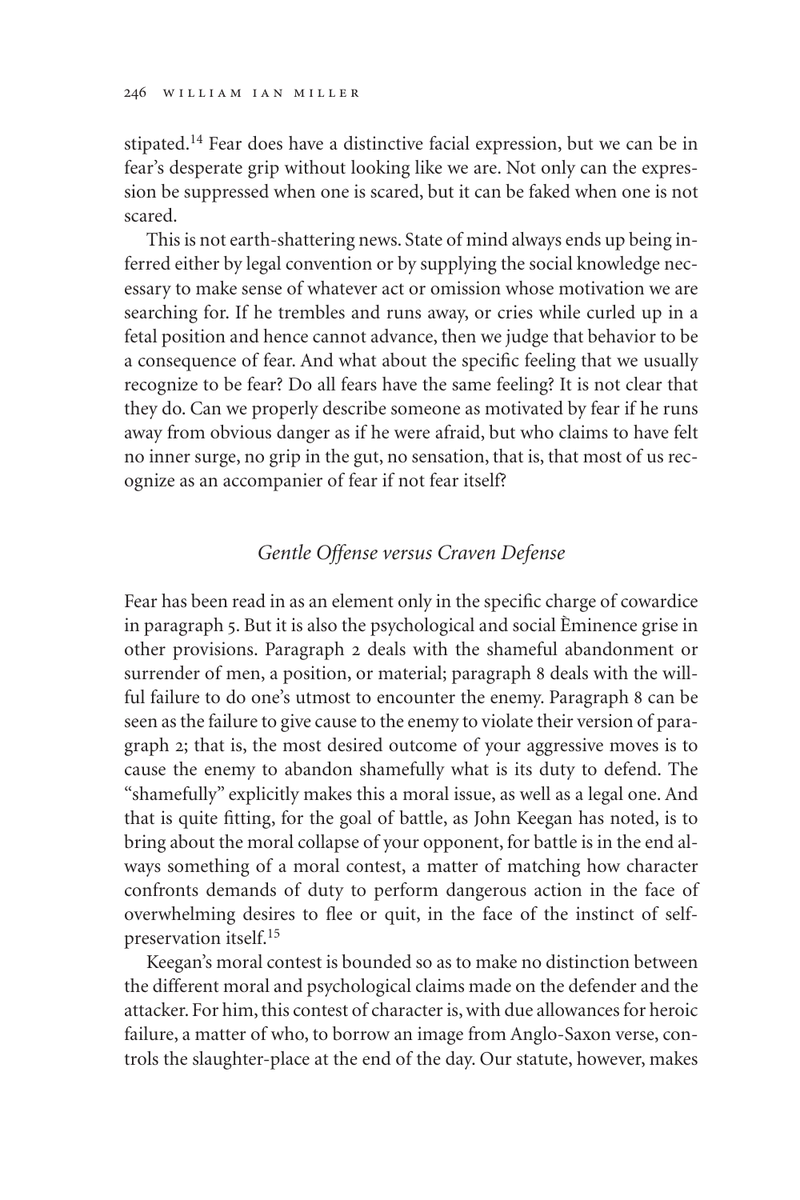stipated.[14] Fear does have a distinctive facial expression, but we can be in fear's desperate grip without looking like we are. Not only can the expression be suppressed when one is scared, but it can be faked when one is not scared.

This is not earth-shattering news. State of mind always ends up being inferred either by legal convention or by supplying the social knowledge necessary to make sense of whatever act or omission whose motivation we are searching for. If he trembles and runs away, or cries while curled up in a fetal position and hence cannot advance, then we judge that behavior to be a consequence of fear. And what about the specific feeling that we usually recognize to be fear? Do all fears have the same feeling? It is not clear that they do. Can we properly describe someone as motivated by fear if he runs away from obvious danger as if he were afraid, but who claims to have felt no inner surge, no grip in the gut, no sensation, that is, that most of us recognize as an accompanier of fear if not fear itself?

## *Gentle Offense versus Craven Defense*

Fear has been read in as an element only in the specific charge of cowardice in paragraph 5. But it is also the psychological and social Èminence grise in other provisions. Paragraph 2 deals with the shameful abandonment or surrender of men, a position, or material; paragraph 8 deals with the willful failure to do one's utmost to encounter the enemy. Paragraph 8 can be seen as the failure to give cause to the enemy to violate their version of paragraph 2; that is, the most desired outcome of your aggressive moves is to cause the enemy to abandon shamefully what is its duty to defend. The "shamefully" explicitly makes this a moral issue, as well as a legal one. And that is quite fitting, for the goal of battle, as John Keegan has noted, is to bring about the moral collapse of your opponent, for battle is in the end always something of a moral contest, a matter of matching how character confronts demands of duty to perform dangerous action in the face of overwhelming desires to flee or quit, in the face of the instinct of self-preservation itself.[15]

Keegan's moral contest is bounded so as to make no distinction between the different moral and psychological claims made on the defender and the attacker. For him, this contest of character is, with due allowances for heroic failure, a matter of who, to borrow an image from Anglo-Saxon verse, controls the slaughter-place at the end of the day. Our statute, however, makes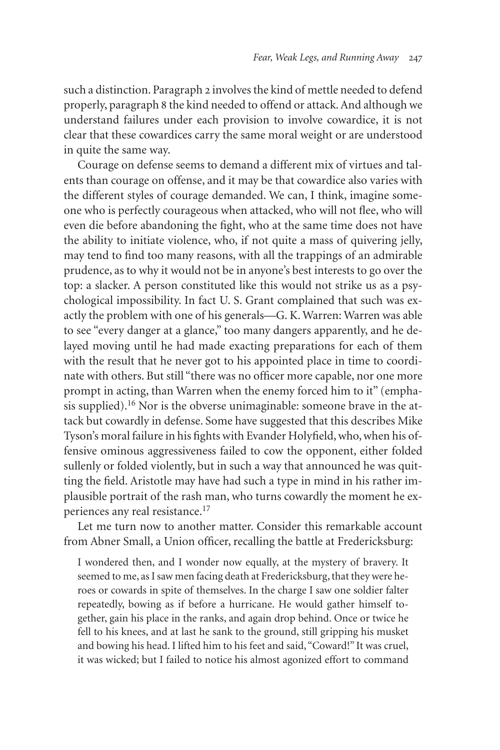such a distinction. Paragraph 2 involves the kind of mettle needed to defend properly, paragraph 8 the kind needed to offend or attack. And although we understand failures under each provision to involve cowardice, it is not clear that these cowardices carry the same moral weight or are understood in quite the same way.

Courage on defense seems to demand a different mix of virtues and talents than courage on offense, and it may be that cowardice also varies with the different styles of courage demanded. We can, I think, imagine someone who is perfectly courageous when attacked, who will not flee, who will even die before abandoning the fight, who at the same time does not have the ability to initiate violence, who, if not quite a mass of quivering jelly, may tend to find too many reasons, with all the trappings of an admirable prudence, as to why it would not be in anyone's best interests to go over the top: a slacker. A person constituted like this would not strike us as a psychological impossibility. In fact U. S. Grant complained that such was exactly the problem with one of his generals—G. K. Warren: Warren was able to see "every danger at a glance," too many dangers apparently, and he delayed moving until he had made exacting preparations for each of them with the result that he never got to his appointed place in time to coordinate with others. But still "there was no officer more capable, nor one more prompt in acting, than Warren when the enemy forced him to it" (emphasis supplied).[16] Nor is the obverse unimaginable: someone brave in the attack but cowardly in defense. Some have suggested that this describes Mike Tyson's moral failure in his fights with Evander Holyfield, who, when his offensive ominous aggressiveness failed to cow the opponent, either folded sullenly or folded violently, but in such a way that announced he was quitting the field. Aristotle may have had such a type in mind in his rather implausible portrait of the rash man, who turns cowardly the moment he experiences any real resistance.[17]

Let me turn now to another matter. Consider this remarkable account from Abner Small, a Union officer, recalling the battle at Fredericksburg:

> I wondered then, and I wonder now equally, at the mystery of bravery. It seemed to me, as I saw men facing death at Fredericksburg, that they were heroes or cowards in spite of themselves. In the charge I saw one soldier falter repeatedly, bowing as if before a hurricane. He would gather himself together, gain his place in the ranks, and again drop behind. Once or twice he fell to his knees, and at last he sank to the ground, still gripping his musket and bowing his head. I lifted him to his feet and said, "Coward!" It was cruel, it was wicked; but I failed to notice his almost agonized effort to command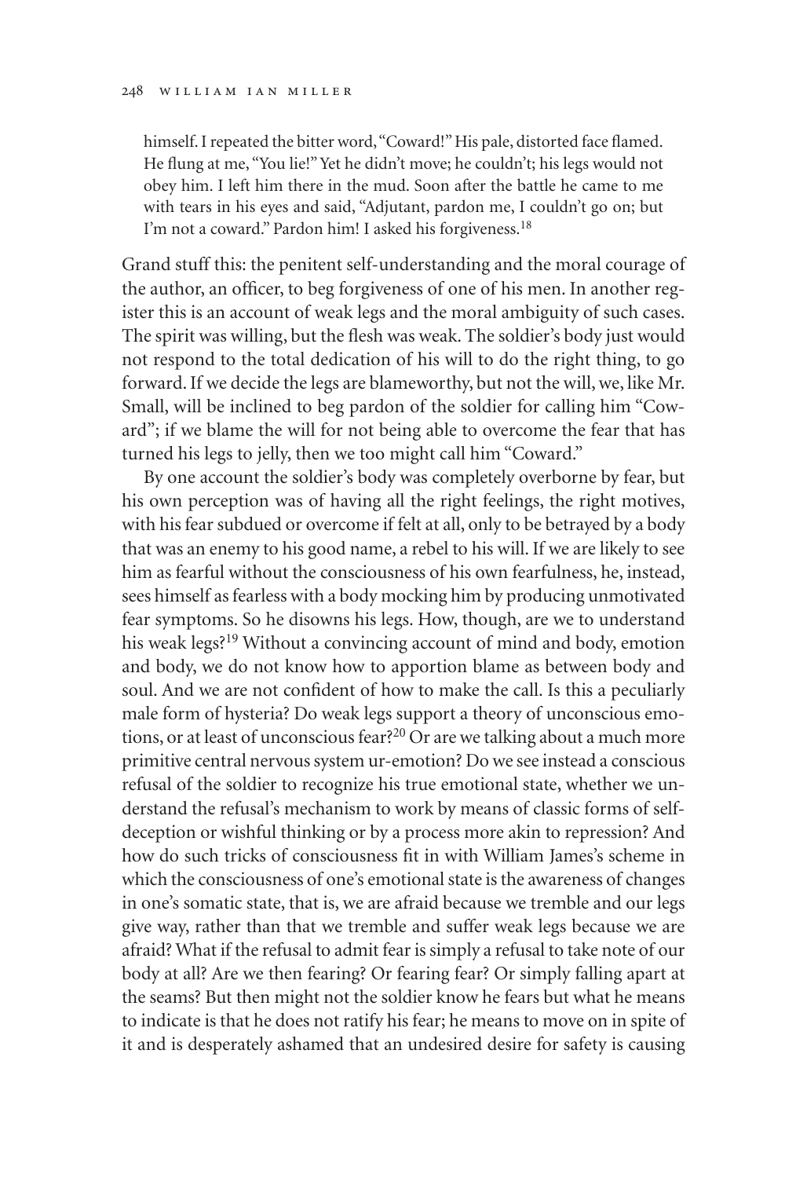> himself. I repeated the bitter word, "Coward!" His pale, distorted face flamed. He flung at me, "You lie!" Yet he didn't move; he couldn't; his legs would not obey him. I left him there in the mud. Soon after the battle he came to me with tears in his eyes and said, "Adjutant, pardon me, I couldn't go on; but I'm not a coward." Pardon him! I asked his forgiveness.[18]

Grand stuff this: the penitent self-understanding and the moral courage of the author, an officer, to beg forgiveness of one of his men. In another register this is an account of weak legs and the moral ambiguity of such cases. The spirit was willing, but the flesh was weak. The soldier's body just would not respond to the total dedication of his will to do the right thing, to go forward. If we decide the legs are blameworthy, but not the will, we, like Mr. Small, will be inclined to beg pardon of the soldier for calling him "Coward"; if we blame the will for not being able to overcome the fear that has turned his legs to jelly, then we too might call him "Coward."

By one account the soldier's body was completely overborne by fear, but his own perception was of having all the right feelings, the right motives, with his fear subdued or overcome if felt at all, only to be betrayed by a body that was an enemy to his good name, a rebel to his will. If we are likely to see him as fearful without the consciousness of his own fearfulness, he, instead, sees himself as fearless with a body mocking him by producing unmotivated fear symptoms. So he disowns his legs. How, though, are we to understand his weak legs?[19] Without a convincing account of mind and body, emotion and body, we do not know how to apportion blame as between body and soul. And we are not confident of how to make the call. Is this a peculiarly male form of hysteria? Do weak legs support a theory of unconscious emotions, or at least of unconscious fear?[20] Or are we talking about a much more primitive central nervous system ur-emotion? Do we see instead a conscious refusal of the soldier to recognize his true emotional state, whether we understand the refusal's mechanism to work by means of classic forms of self-deception or wishful thinking or by a process more akin to repression? And how do such tricks of consciousness fit in with William James's scheme in which the consciousness of one's emotional state is the awareness of changes in one's somatic state, that is, we are afraid because we tremble and our legs give way, rather than that we tremble and suffer weak legs because we are afraid? What if the refusal to admit fear is simply a refusal to take note of our body at all? Are we then fearing? Or fearing fear? Or simply falling apart at the seams? But then might not the soldier know he fears but what he means to indicate is that he does not ratify his fear; he means to move on in spite of it and is desperately ashamed that an undesired desire for safety is causing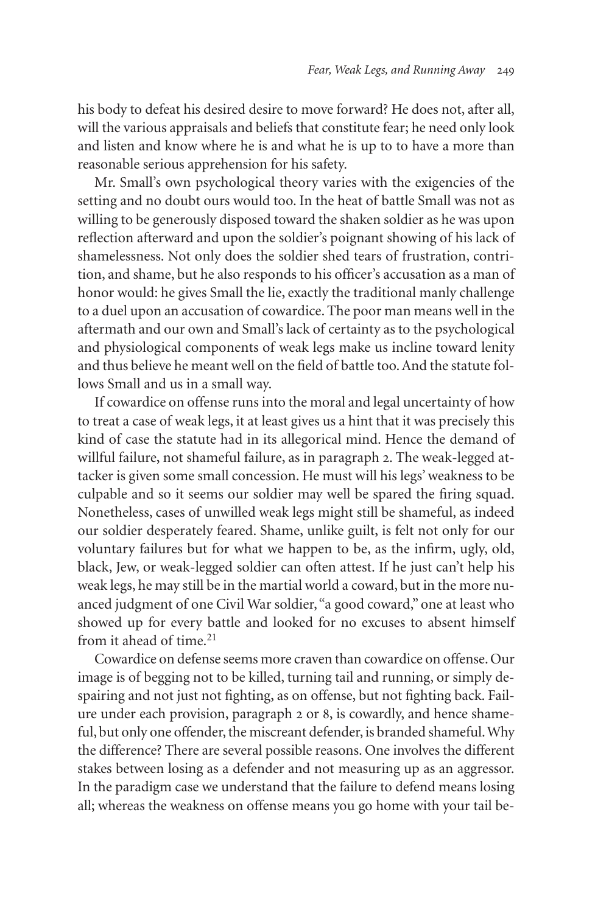his body to defeat his desired desire to move forward? He does not, after all, will the various appraisals and beliefs that constitute fear; he need only look and listen and know where he is and what he is up to to have a more than reasonable serious apprehension for his safety.

Mr. Small's own psychological theory varies with the exigencies of the setting and no doubt ours would too. In the heat of battle Small was not as willing to be generously disposed toward the shaken soldier as he was upon reflection afterward and upon the soldier's poignant showing of his lack of shamelessness. Not only does the soldier shed tears of frustration, contrition, and shame, but he also responds to his officer's accusation as a man of honor would: he gives Small the lie, exactly the traditional manly challenge to a duel upon an accusation of cowardice. The poor man means well in the aftermath and our own and Small's lack of certainty as to the psychological and physiological components of weak legs make us incline toward lenity and thus believe he meant well on the field of battle too. And the statute follows Small and us in a small way.

If cowardice on offense runs into the moral and legal uncertainty of how to treat a case of weak legs, it at least gives us a hint that it was precisely this kind of case the statute had in its allegorical mind. Hence the demand of willful failure, not shameful failure, as in paragraph 2. The weak-legged attacker is given some small concession. He must will his legs' weakness to be culpable and so it seems our soldier may well be spared the firing squad. Nonetheless, cases of unwilled weak legs might still be shameful, as indeed our soldier desperately feared. Shame, unlike guilt, is felt not only for our voluntary failures but for what we happen to be, as the infirm, ugly, old, black, Jew, or weak-legged soldier can often attest. If he just can't help his weak legs, he may still be in the martial world a coward, but in the more nuanced judgment of one Civil War soldier, "a good coward," one at least who showed up for every battle and looked for no excuses to absent himself from it ahead of time.[21]

Cowardice on defense seems more craven than cowardice on offense. Our image is of begging not to be killed, turning tail and running, or simply despairing and not just not fighting, as on offense, but not fighting back. Failure under each provision, paragraph 2 or 8, is cowardly, and hence shameful, but only one offender, the miscreant defender, is branded shameful. Why the difference? There are several possible reasons. One involves the different stakes between losing as a defender and not measuring up as an aggressor. In the paradigm case we understand that the failure to defend means losing all; whereas the weakness on offense means you go home with your tail be-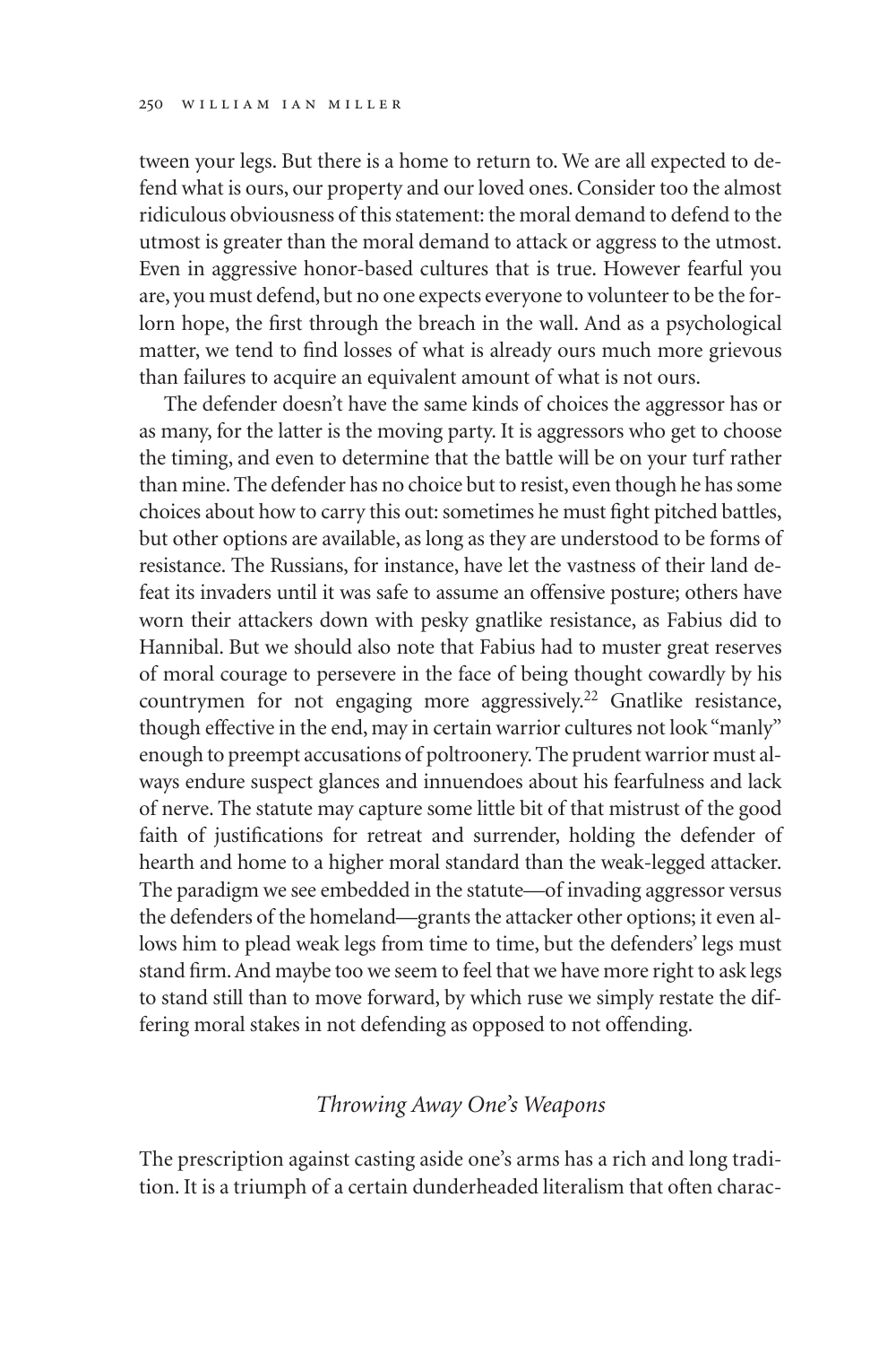tween your legs. But there is a home to return to. We are all expected to defend what is ours, our property and our loved ones. Consider too the almost ridiculous obviousness of this statement: the moral demand to defend to the utmost is greater than the moral demand to attack or aggress to the utmost. Even in aggressive honor-based cultures that is true. However fearful you are, you must defend, but no one expects everyone to volunteer to be the forlorn hope, the first through the breach in the wall. And as a psychological matter, we tend to find losses of what is already ours much more grievous than failures to acquire an equivalent amount of what is not ours.

The defender doesn't have the same kinds of choices the aggressor has or as many, for the latter is the moving party. It is aggressors who get to choose the timing, and even to determine that the battle will be on your turf rather than mine. The defender has no choice but to resist, even though he has some choices about how to carry this out: sometimes he must fight pitched battles, but other options are available, as long as they are understood to be forms of resistance. The Russians, for instance, have let the vastness of their land defeat its invaders until it was safe to assume an offensive posture; others have worn their attackers down with pesky gnatlike resistance, as Fabius did to Hannibal. But we should also note that Fabius had to muster great reserves of moral courage to persevere in the face of being thought cowardly by his countrymen for not engaging more aggressively.[22] Gnatlike resistance, though effective in the end, may in certain warrior cultures not look "manly" enough to preempt accusations of poltroonery. The prudent warrior must always endure suspect glances and innuendoes about his fearfulness and lack of nerve. The statute may capture some little bit of that mistrust of the good faith of justifications for retreat and surrender, holding the defender of hearth and home to a higher moral standard than the weak-legged attacker. The paradigm we see embedded in the statute—of invading aggressor versus the defenders of the homeland—grants the attacker other options; it even allows him to plead weak legs from time to time, but the defenders' legs must stand firm. And maybe too we seem to feel that we have more right to ask legs to stand still than to move forward, by which ruse we simply restate the differing moral stakes in not defending as opposed to not offending.

## *Throwing Away One's Weapons*

The prescription against casting aside one's arms has a rich and long tradition. It is a triumph of a certain dunderheaded literalism that often charac-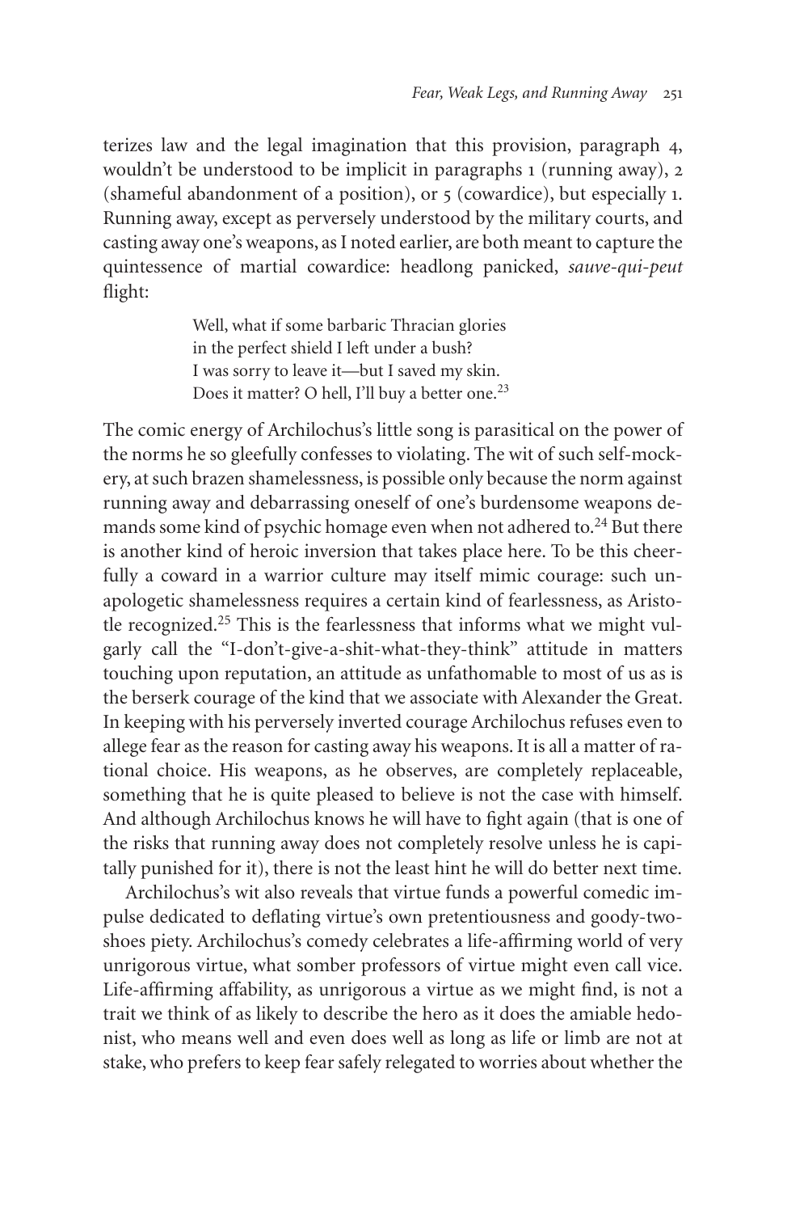terizes law and the legal imagination that this provision, paragraph 4, wouldn't be understood to be implicit in paragraphs 1 (running away), 2 (shameful abandonment of a position), or 5 (cowardice), but especially 1. Running away, except as perversely understood by the military courts, and casting away one's weapons, as I noted earlier, are both meant to capture the quintessence of martial cowardice: headlong panicked, *sauve-qui-peut* flight:

> Well, what if some barbaric Thracian glories
> in the perfect shield I left under a bush?
> I was sorry to leave it—but I saved my skin.
> Does it matter? O hell, I'll buy a better one.[23]

The comic energy of Archilochus's little song is parasitical on the power of the norms he so gleefully confesses to violating. The wit of such self-mockery, at such brazen shamelessness, is possible only because the norm against running away and debarrassing oneself of one's burdensome weapons demands some kind of psychic homage even when not adhered to.[24] But there is another kind of heroic inversion that takes place here. To be this cheerfully a coward in a warrior culture may itself mimic courage: such unapologetic shamelessness requires a certain kind of fearlessness, as Aristotle recognized.[25] This is the fearlessness that informs what we might vulgarly call the "I-don't-give-a-shit-what-they-think" attitude in matters touching upon reputation, an attitude as unfathomable to most of us as is the berserk courage of the kind that we associate with Alexander the Great. In keeping with his perversely inverted courage Archilochus refuses even to allege fear as the reason for casting away his weapons. It is all a matter of rational choice. His weapons, as he observes, are completely replaceable, something that he is quite pleased to believe is not the case with himself. And although Archilochus knows he will have to fight again (that is one of the risks that running away does not completely resolve unless he is capitally punished for it), there is not the least hint he will do better next time.

Archilochus's wit also reveals that virtue funds a powerful comedic impulse dedicated to deflating virtue's own pretentiousness and goody-two-shoes piety. Archilochus's comedy celebrates a life-affirming world of very unrigorous virtue, what somber professors of virtue might even call vice. Life-affirming affability, as unrigorous a virtue as we might find, is not a trait we think of as likely to describe the hero as it does the amiable hedonist, who means well and even does well as long as life or limb are not at stake, who prefers to keep fear safely relegated to worries about whether the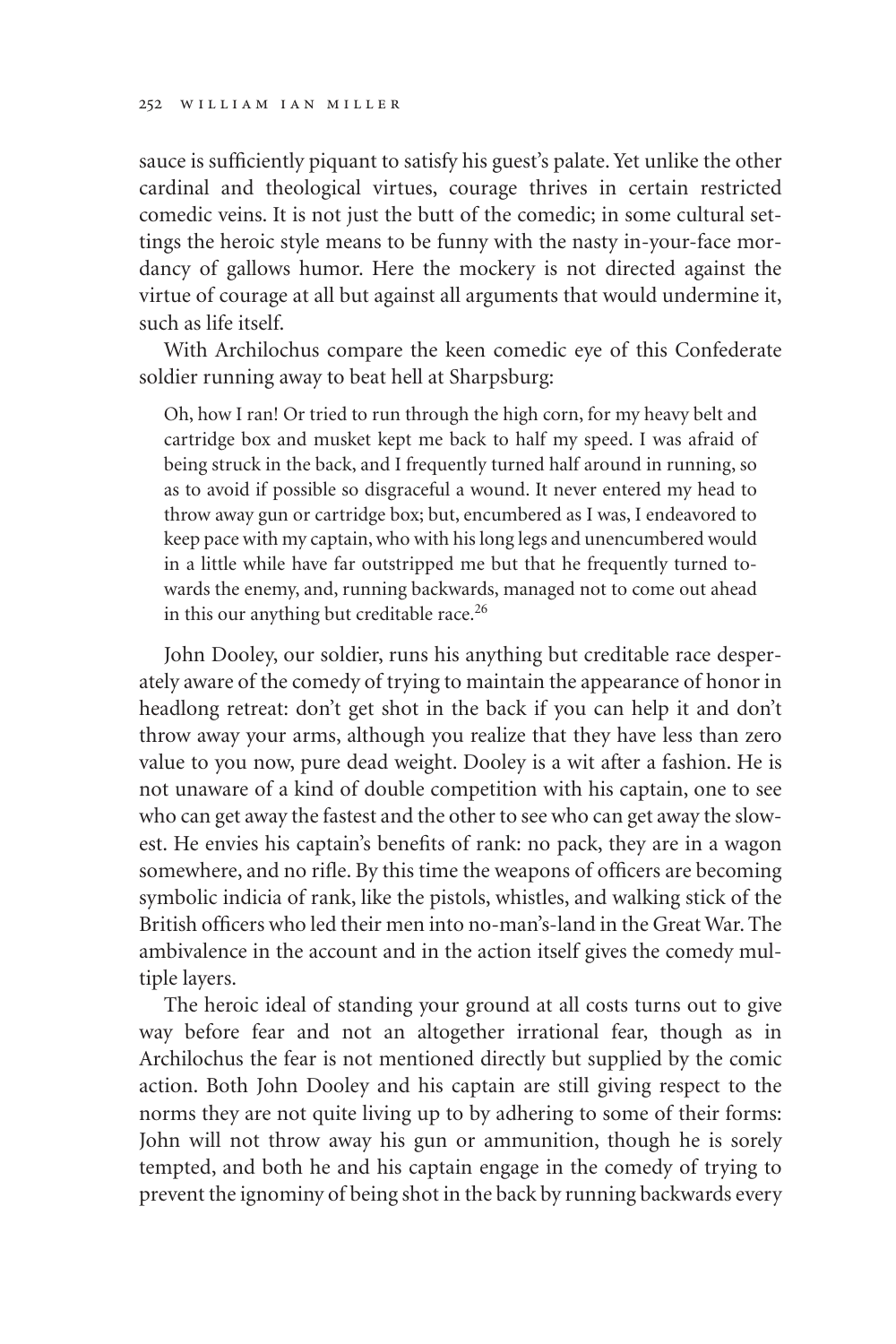sauce is sufficiently piquant to satisfy his guest's palate. Yet unlike the other cardinal and theological virtues, courage thrives in certain restricted comedic veins. It is not just the butt of the comedic; in some cultural settings the heroic style means to be funny with the nasty in-your-face mordancy of gallows humor. Here the mockery is not directed against the virtue of courage at all but against all arguments that would undermine it, such as life itself.

With Archilochus compare the keen comedic eye of this Confederate soldier running away to beat hell at Sharpsburg:

> Oh, how I ran! Or tried to run through the high corn, for my heavy belt and cartridge box and musket kept me back to half my speed. I was afraid of being struck in the back, and I frequently turned half around in running, so as to avoid if possible so disgraceful a wound. It never entered my head to throw away gun or cartridge box; but, encumbered as I was, I endeavored to keep pace with my captain, who with his long legs and unencumbered would in a little while have far outstripped me but that he frequently turned towards the enemy, and, running backwards, managed not to come out ahead in this our anything but creditable race.[26]

John Dooley, our soldier, runs his anything but creditable race desperately aware of the comedy of trying to maintain the appearance of honor in headlong retreat: don't get shot in the back if you can help it and don't throw away your arms, although you realize that they have less than zero value to you now, pure dead weight. Dooley is a wit after a fashion. He is not unaware of a kind of double competition with his captain, one to see who can get away the fastest and the other to see who can get away the slowest. He envies his captain's benefits of rank: no pack, they are in a wagon somewhere, and no rifle. By this time the weapons of officers are becoming symbolic indicia of rank, like the pistols, whistles, and walking stick of the British officers who led their men into no-man's-land in the Great War. The ambivalence in the account and in the action itself gives the comedy multiple layers.

The heroic ideal of standing your ground at all costs turns out to give way before fear and not an altogether irrational fear, though as in Archilochus the fear is not mentioned directly but supplied by the comic action. Both John Dooley and his captain are still giving respect to the norms they are not quite living up to by adhering to some of their forms: John will not throw away his gun or ammunition, though he is sorely tempted, and both he and his captain engage in the comedy of trying to prevent the ignominy of being shot in the back by running backwards every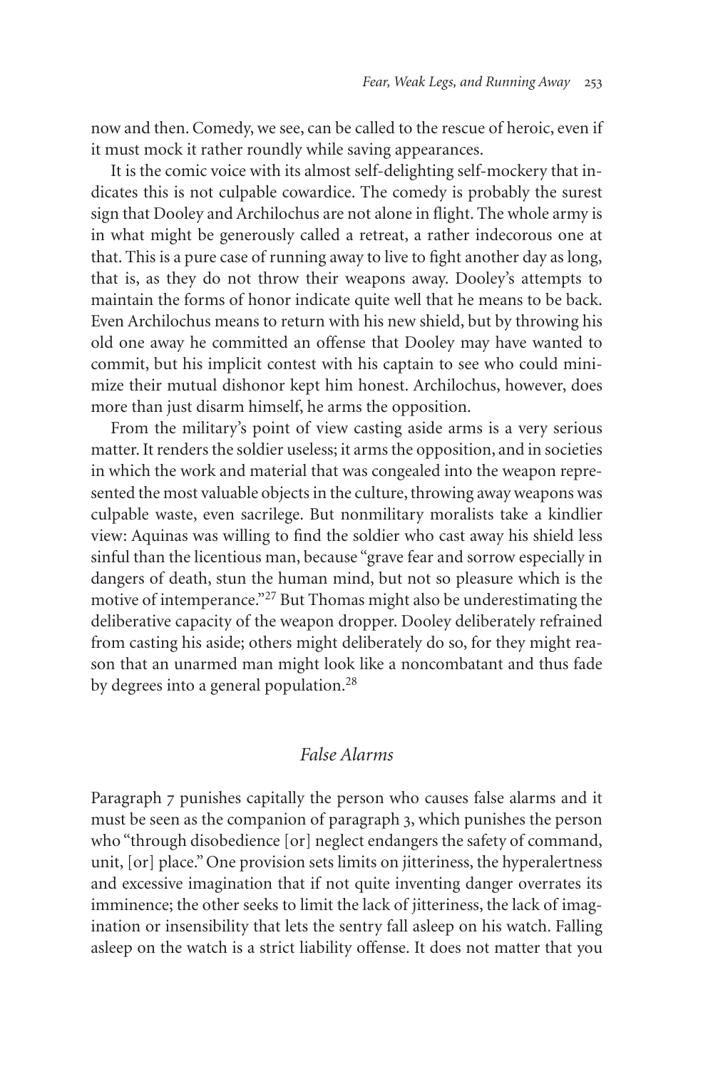now and then. Comedy, we see, can be called to the rescue of heroic, even if it must mock it rather roundly while saving appearances.

It is the comic voice with its almost self-delighting self-mockery that indicates this is not culpable cowardice. The comedy is probably the surest sign that Dooley and Archilochus are not alone in flight. The whole army is in what might be generously called a retreat, a rather indecorous one at that. This is a pure case of running away to live to fight another day as long, that is, as they do not throw their weapons away. Dooley's attempts to maintain the forms of honor indicate quite well that he means to be back. Even Archilochus means to return with his new shield, but by throwing his old one away he committed an offense that Dooley may have wanted to commit, but his implicit contest with his captain to see who could minimize their mutual dishonor kept him honest. Archilochus, however, does more than just disarm himself, he arms the opposition.

From the military's point of view casting aside arms is a very serious matter. It renders the soldier useless; it arms the opposition, and in societies in which the work and material that was congealed into the weapon represented the most valuable objects in the culture, throwing away weapons was culpable waste, even sacrilege. But nonmilitary moralists take a kindlier view: Aquinas was willing to find the soldier who cast away his shield less sinful than the licentious man, because "grave fear and sorrow especially in dangers of death, stun the human mind, but not so pleasure which is the motive of intemperance."[27] But Thomas might also be underestimating the deliberative capacity of the weapon dropper. Dooley deliberately refrained from casting his aside; others might deliberately do so, for they might reason that an unarmed man might look like a noncombatant and thus fade by degrees into a general population.[28]

## *False Alarms*

Paragraph 7 punishes capitally the person who causes false alarms and it must be seen as the companion of paragraph 3, which punishes the person who "through disobedience [or] neglect endangers the safety of command, unit, [or] place." One provision sets limits on jitteriness, the hyperalertness and excessive imagination that if not quite inventing danger overrates its imminence; the other seeks to limit the lack of jitteriness, the lack of imagination or insensibility that lets the sentry fall asleep on his watch. Falling asleep on the watch is a strict liability offense. It does not matter that you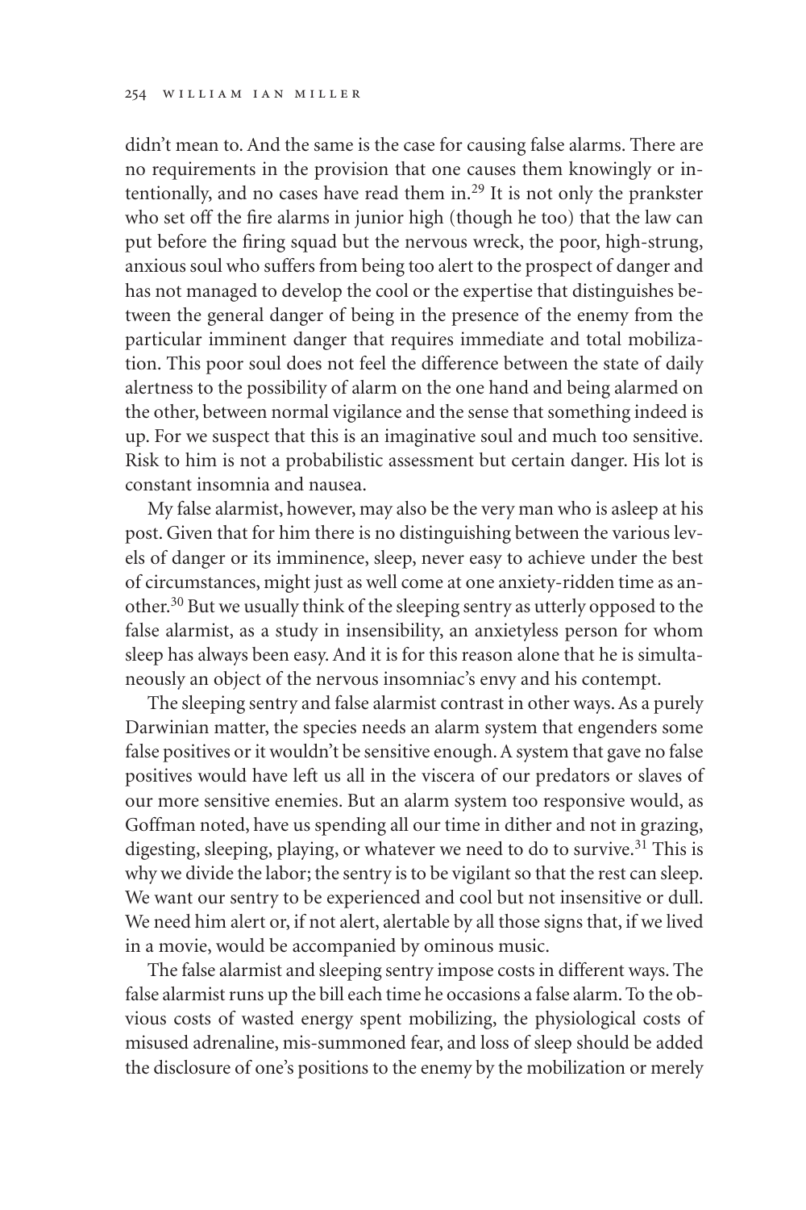didn't mean to. And the same is the case for causing false alarms. There are no requirements in the provision that one causes them knowingly or intentionally, and no cases have read them in.[29] It is not only the prankster who set off the fire alarms in junior high (though he too) that the law can put before the firing squad but the nervous wreck, the poor, high-strung, anxious soul who suffers from being too alert to the prospect of danger and has not managed to develop the cool or the expertise that distinguishes between the general danger of being in the presence of the enemy from the particular imminent danger that requires immediate and total mobilization. This poor soul does not feel the difference between the state of daily alertness to the possibility of alarm on the one hand and being alarmed on the other, between normal vigilance and the sense that something indeed is up. For we suspect that this is an imaginative soul and much too sensitive. Risk to him is not a probabilistic assessment but certain danger. His lot is constant insomnia and nausea.

My false alarmist, however, may also be the very man who is asleep at his post. Given that for him there is no distinguishing between the various levels of danger or its imminence, sleep, never easy to achieve under the best of circumstances, might just as well come at one anxiety-ridden time as another.[30] But we usually think of the sleeping sentry as utterly opposed to the false alarmist, as a study in insensibility, an anxietyless person for whom sleep has always been easy. And it is for this reason alone that he is simultaneously an object of the nervous insomniac's envy and his contempt.

The sleeping sentry and false alarmist contrast in other ways. As a purely Darwinian matter, the species needs an alarm system that engenders some false positives or it wouldn't be sensitive enough. A system that gave no false positives would have left us all in the viscera of our predators or slaves of our more sensitive enemies. But an alarm system too responsive would, as Goffman noted, have us spending all our time in dither and not in grazing, digesting, sleeping, playing, or whatever we need to do to survive.[31] This is why we divide the labor; the sentry is to be vigilant so that the rest can sleep. We want our sentry to be experienced and cool but not insensitive or dull. We need him alert or, if not alert, alertable by all those signs that, if we lived in a movie, would be accompanied by ominous music.

The false alarmist and sleeping sentry impose costs in different ways. The false alarmist runs up the bill each time he occasions a false alarm. To the obvious costs of wasted energy spent mobilizing, the physiological costs of misused adrenaline, mis-summoned fear, and loss of sleep should be added the disclosure of one's positions to the enemy by the mobilization or merely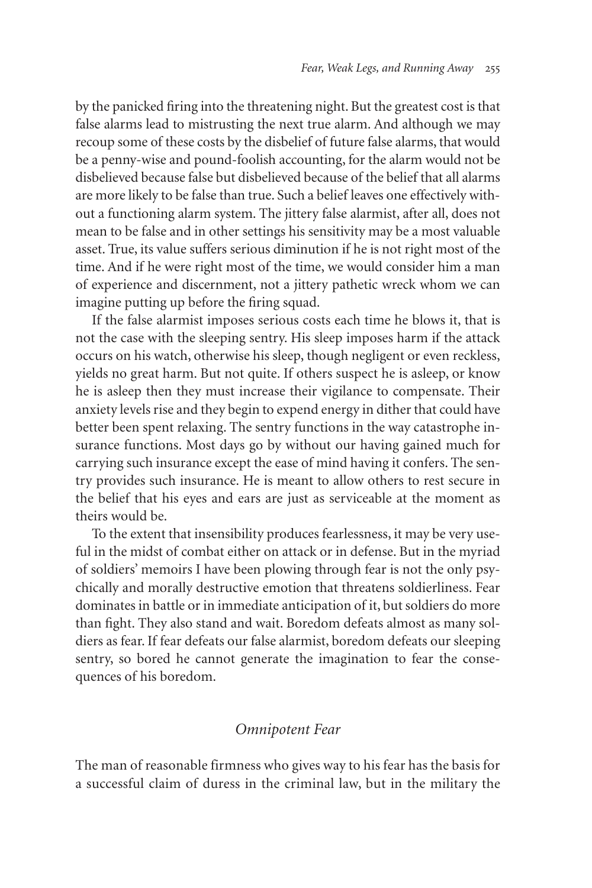by the panicked firing into the threatening night. But the greatest cost is that false alarms lead to mistrusting the next true alarm. And although we may recoup some of these costs by the disbelief of future false alarms, that would be a penny-wise and pound-foolish accounting, for the alarm would not be disbelieved because false but disbelieved because of the belief that all alarms are more likely to be false than true. Such a belief leaves one effectively without a functioning alarm system. The jittery false alarmist, after all, does not mean to be false and in other settings his sensitivity may be a most valuable asset. True, its value suffers serious diminution if he is not right most of the time. And if he were right most of the time, we would consider him a man of experience and discernment, not a jittery pathetic wreck whom we can imagine putting up before the firing squad.

If the false alarmist imposes serious costs each time he blows it, that is not the case with the sleeping sentry. His sleep imposes harm if the attack occurs on his watch, otherwise his sleep, though negligent or even reckless, yields no great harm. But not quite. If others suspect he is asleep, or know he is asleep then they must increase their vigilance to compensate. Their anxiety levels rise and they begin to expend energy in dither that could have better been spent relaxing. The sentry functions in the way catastrophe insurance functions. Most days go by without our having gained much for carrying such insurance except the ease of mind having it confers. The sentry provides such insurance. He is meant to allow others to rest secure in the belief that his eyes and ears are just as serviceable at the moment as theirs would be.

To the extent that insensibility produces fearlessness, it may be very useful in the midst of combat either on attack or in defense. But in the myriad of soldiers' memoirs I have been plowing through fear is not the only psychically and morally destructive emotion that threatens soldierliness. Fear dominates in battle or in immediate anticipation of it, but soldiers do more than fight. They also stand and wait. Boredom defeats almost as many soldiers as fear. If fear defeats our false alarmist, boredom defeats our sleeping sentry, so bored he cannot generate the imagination to fear the consequences of his boredom.

## *Omnipotent Fear*

The man of reasonable firmness who gives way to his fear has the basis for a successful claim of duress in the criminal law, but in the military the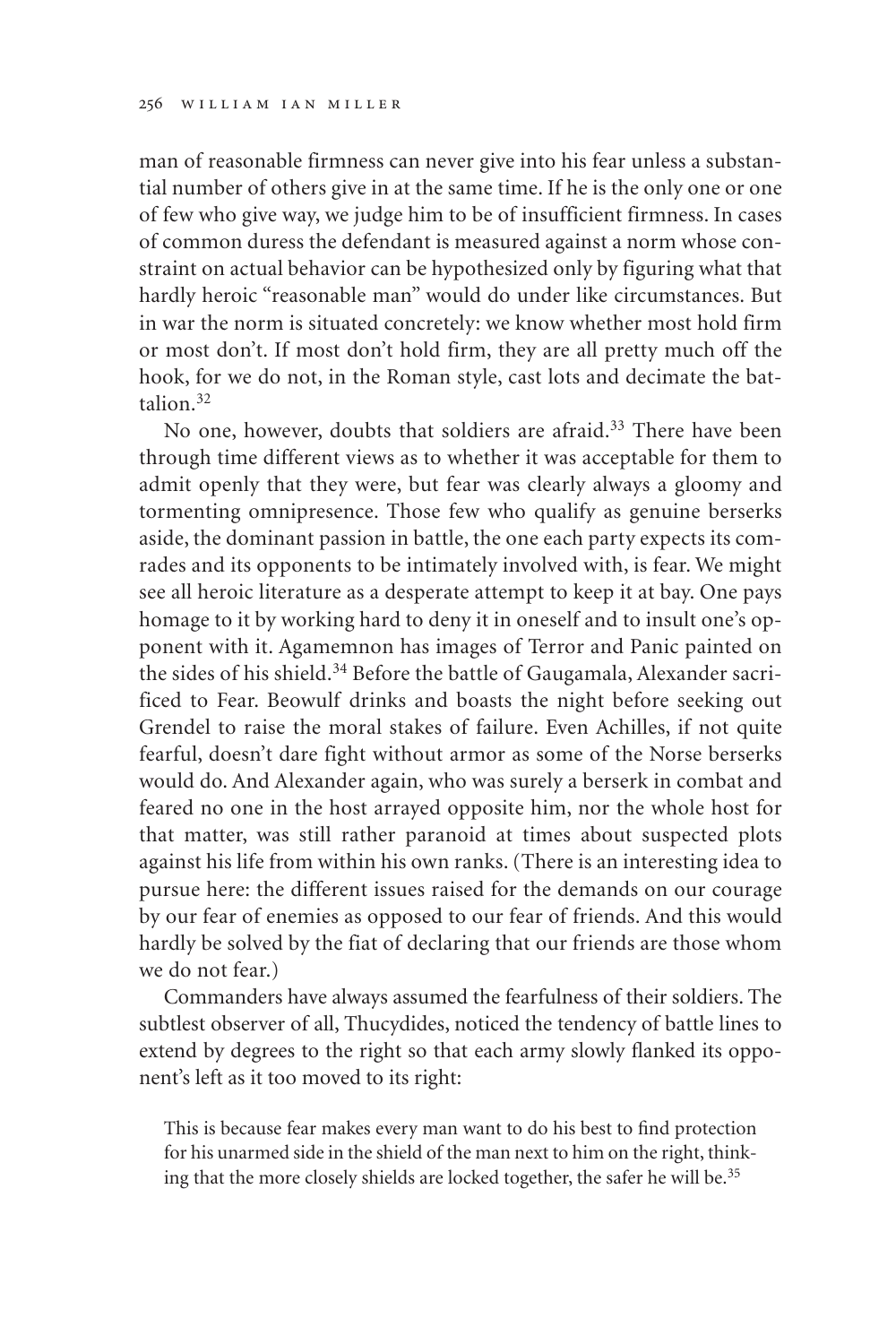man of reasonable firmness can never give into his fear unless a substantial number of others give in at the same time. If he is the only one or one of few who give way, we judge him to be of insufficient firmness. In cases of common duress the defendant is measured against a norm whose constraint on actual behavior can be hypothesized only by figuring what that hardly heroic "reasonable man" would do under like circumstances. But in war the norm is situated concretely: we know whether most hold firm or most don't. If most don't hold firm, they are all pretty much off the hook, for we do not, in the Roman style, cast lots and decimate the battalion.[32]

No one, however, doubts that soldiers are afraid.[33] There have been through time different views as to whether it was acceptable for them to admit openly that they were, but fear was clearly always a gloomy and tormenting omnipresence. Those few who qualify as genuine berserks aside, the dominant passion in battle, the one each party expects its comrades and its opponents to be intimately involved with, is fear. We might see all heroic literature as a desperate attempt to keep it at bay. One pays homage to it by working hard to deny it in oneself and to insult one's opponent with it. Agamemnon has images of Terror and Panic painted on the sides of his shield.[34] Before the battle of Gaugamela, Alexander sacrificed to Fear. Beowulf drinks and boasts the night before seeking out Grendel to raise the moral stakes of failure. Even Achilles, if not quite fearful, doesn't dare fight without armor as some of the Norse berserks would do. And Alexander again, who was surely a berserk in combat and feared no one in the host arrayed opposite him, nor the whole host for that matter, was still rather paranoid at times about suspected plots against his life from within his own ranks. (There is an interesting idea to pursue here: the different issues raised for the demands on our courage by our fear of enemies as opposed to our fear of friends. And this would hardly be solved by the fiat of declaring that our friends are those whom we do not fear.)

Commanders have always assumed the fearfulness of their soldiers. The subtlest observer of all, Thucydides, noticed the tendency of battle lines to extend by degrees to the right so that each army slowly flanked its opponent's left as it too moved to its right:

> This is because fear makes every man want to do his best to find protection for his unarmed side in the shield of the man next to him on the right, thinking that the more closely shields are locked together, the safer he will be.[35]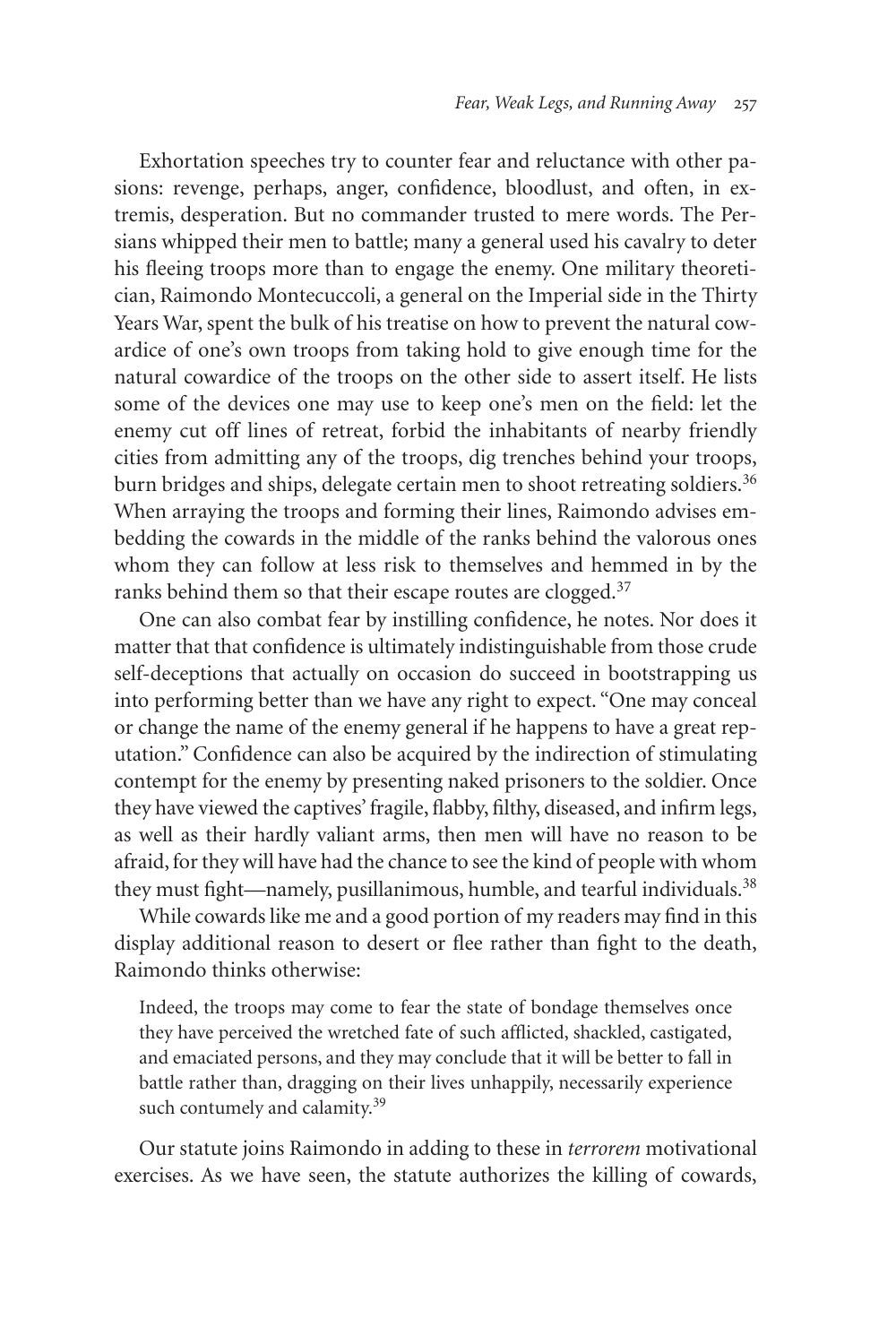Exhortation speeches try to counter fear and reluctance with other passions: revenge, perhaps, anger, confidence, bloodlust, and often, in extremis, desperation. But no commander trusted to mere words. The Persians whipped their men to battle; many a general used his cavalry to deter his fleeing troops more than to engage the enemy. One military theoretician, Raimondo Montecuccoli, a general on the Imperial side in the Thirty Years War, spent the bulk of his treatise on how to prevent the natural cowardice of one's own troops from taking hold to give enough time for the natural cowardice of the troops on the other side to assert itself. He lists some of the devices one may use to keep one's men on the field: let the enemy cut off lines of retreat, forbid the inhabitants of nearby friendly cities from admitting any of the troops, dig trenches behind your troops, burn bridges and ships, delegate certain men to shoot retreating soldiers.[36] When arraying the troops and forming their lines, Raimondo advises embedding the cowards in the middle of the ranks behind the valorous ones whom they can follow at less risk to themselves and hemmed in by the ranks behind them so that their escape routes are clogged.[37]

One can also combat fear by instilling confidence, he notes. Nor does it matter that that confidence is ultimately indistinguishable from those crude self-deceptions that actually on occasion do succeed in bootstrapping us into performing better than we have any right to expect. "One may conceal or change the name of the enemy general if he happens to have a great reputation." Confidence can also be acquired by the indirection of stimulating contempt for the enemy by presenting naked prisoners to the soldier. Once they have viewed the captives' fragile, flabby, filthy, diseased, and infirm legs, as well as their hardly valiant arms, then men will have no reason to be afraid, for they will have had the chance to see the kind of people with whom they must fight—namely, pusillanimous, humble, and tearful individuals.[38]

While cowards like me and a good portion of my readers may find in this display additional reason to desert or flee rather than fight to the death, Raimondo thinks otherwise:

> Indeed, the troops may come to fear the state of bondage themselves once they have perceived the wretched fate of such afflicted, shackled, castigated, and emaciated persons, and they may conclude that it will be better to fall in battle rather than, dragging on their lives unhappily, necessarily experience such contumely and calamity.[39]

Our statute joins Raimondo in adding to these in *terrorem* motivational exercises. As we have seen, the statute authorizes the killing of cowards,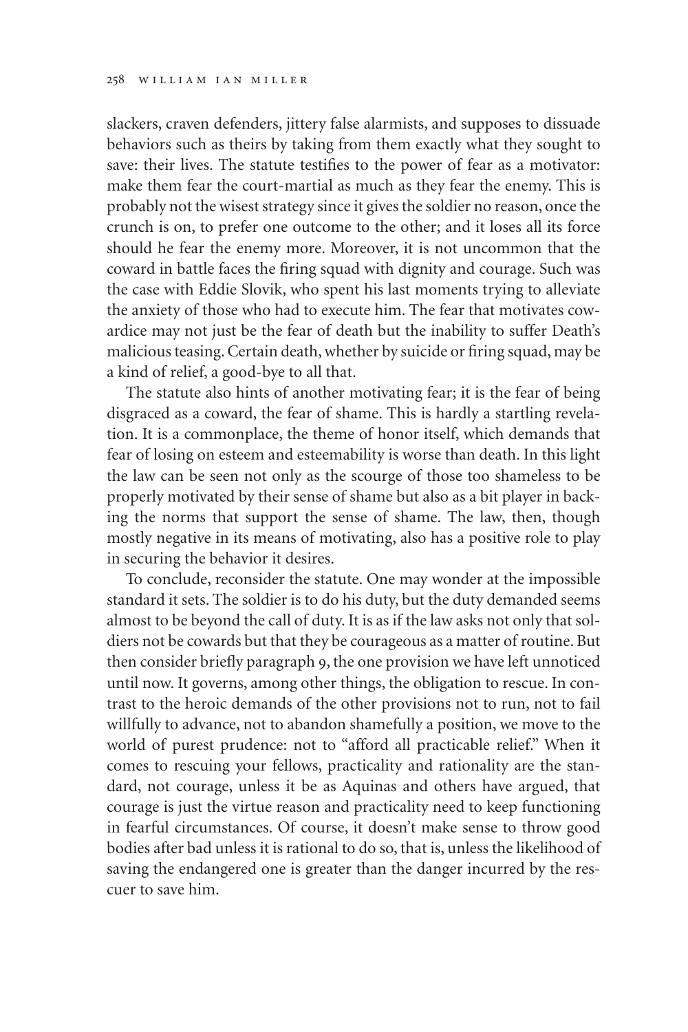slackers, craven defenders, jittery false alarmists, and supposes to dissuade behaviors such as theirs by taking from them exactly what they sought to save: their lives. The statute testifies to the power of fear as a motivator: make them fear the court-martial as much as they fear the enemy. This is probably not the wisest strategy since it gives the soldier no reason, once the crunch is on, to prefer one outcome to the other; and it loses all its force should he fear the enemy more. Moreover, it is not uncommon that the coward in battle faces the firing squad with dignity and courage. Such was the case with Eddie Slovik, who spent his last moments trying to alleviate the anxiety of those who had to execute him. The fear that motivates cowardice may not just be the fear of death but the inability to suffer Death's malicious teasing. Certain death, whether by suicide or firing squad, may be a kind of relief, a good-bye to all that.

The statute also hints of another motivating fear; it is the fear of being disgraced as a coward, the fear of shame. This is hardly a startling revelation. It is a commonplace, the theme of honor itself, which demands that fear of losing on esteem and esteemability is worse than death. In this light the law can be seen not only as the scourge of those too shameless to be properly motivated by their sense of shame but also as a bit player in backing the norms that support the sense of shame. The law, then, though mostly negative in its means of motivating, also has a positive role to play in securing the behavior it desires.

To conclude, reconsider the statute. One may wonder at the impossible standard it sets. The soldier is to do his duty, but the duty demanded seems almost to be beyond the call of duty. It is as if the law asks not only that soldiers not be cowards but that they be courageous as a matter of routine. But then consider briefly paragraph 9, the one provision we have left unnoticed until now. It governs, among other things, the obligation to rescue. In contrast to the heroic demands of the other provisions not to run, not to fail willfully to advance, not to abandon shamefully a position, we move to the world of purest prudence: not to "afford all practicable relief." When it comes to rescuing your fellows, practicality and rationality are the standard, not courage, unless it be as Aquinas and others have argued, that courage is just the virtue reason and practicality need to keep functioning in fearful circumstances. Of course, it doesn't make sense to throw good bodies after bad unless it is rational to do so, that is, unless the likelihood of saving the endangered one is greater than the danger incurred by the rescuer to save him.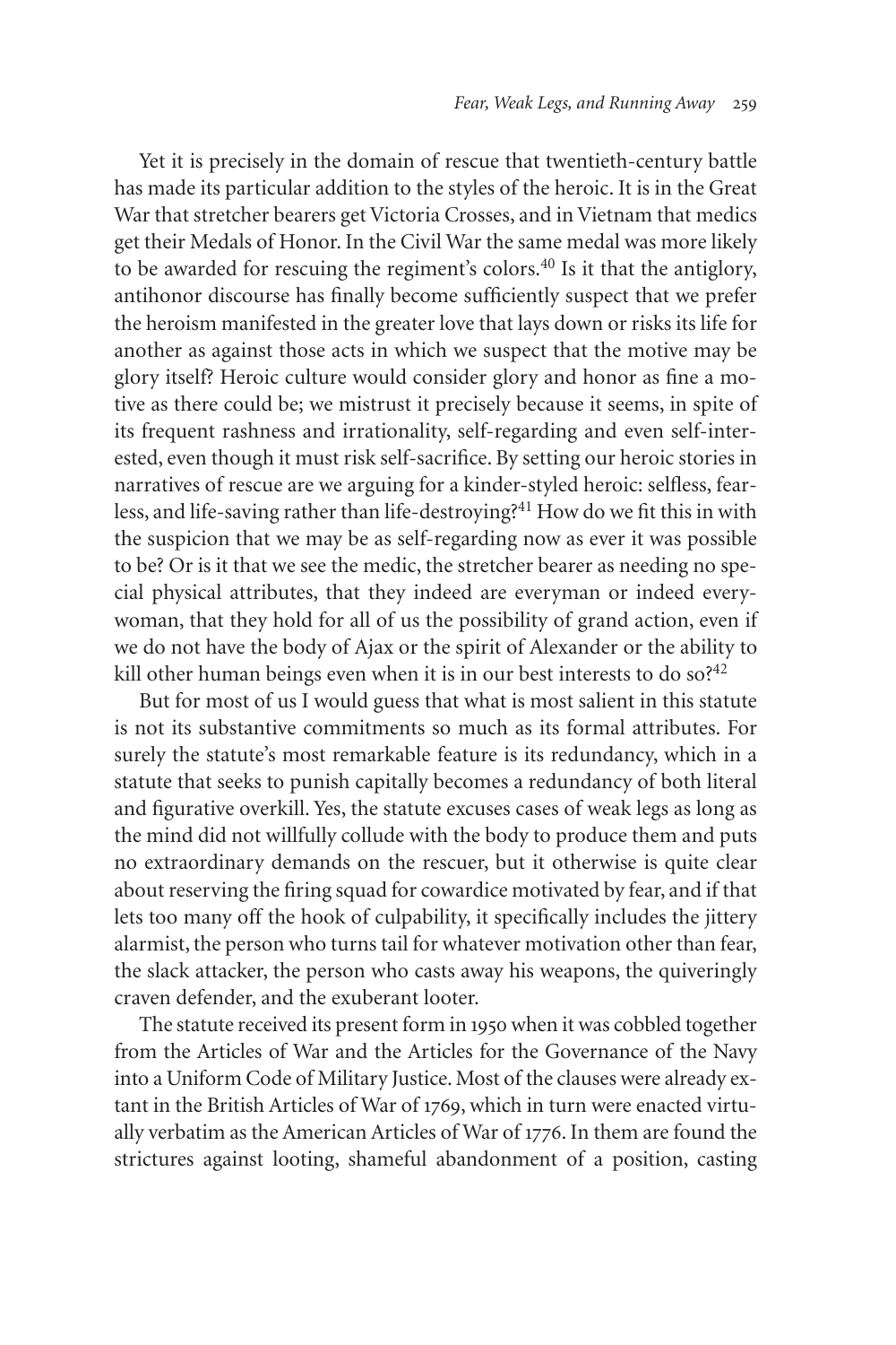Yet it is precisely in the domain of rescue that twentieth-century battle has made its particular addition to the styles of the heroic. It is in the Great War that stretcher bearers get Victoria Crosses, and in Vietnam that medics get their Medals of Honor. In the Civil War the same medal was more likely to be awarded for rescuing the regiment's colors.[40] Is it that the antiglory, antihonor discourse has finally become sufficiently suspect that we prefer the heroism manifested in the greater love that lays down or risks its life for another as against those acts in which we suspect that the motive may be glory itself? Heroic culture would consider glory and honor as fine a motive as there could be; we mistrust it precisely because it seems, in spite of its frequent rashness and irrationality, self-regarding and even self-interested, even though it must risk self-sacrifice. By setting our heroic stories in narratives of rescue are we arguing for a kinder-styled heroic: selfless, fearless, and life-saving rather than life-destroying?[41] How do we fit this in with the suspicion that we may be as self-regarding now as ever it was possible to be? Or is it that we see the medic, the stretcher bearer as needing no special physical attributes, that they indeed are everyman or indeed everywoman, that they hold for all of us the possibility of grand action, even if we do not have the body of Ajax or the spirit of Alexander or the ability to kill other human beings even when it is in our best interests to do so?[42]

But for most of us I would guess that what is most salient in this statute is not its substantive commitments so much as its formal attributes. For surely the statute's most remarkable feature is its redundancy, which in a statute that seeks to punish capitally becomes a redundancy of both literal and figurative overkill. Yes, the statute excuses cases of weak legs as long as the mind did not willfully collude with the body to produce them and puts no extraordinary demands on the rescuer, but it otherwise is quite clear about reserving the firing squad for cowardice motivated by fear, and if that lets too many off the hook of culpability, it specifically includes the jittery alarmist, the person who turns tail for whatever motivation other than fear, the slack attacker, the person who casts away his weapons, the quiveringly craven defender, and the exuberant looter.

The statute received its present form in 1950 when it was cobbled together from the Articles of War and the Articles for the Governance of the Navy into a Uniform Code of Military Justice. Most of the clauses were already extant in the British Articles of War of 1769, which in turn were enacted virtually verbatim as the American Articles of War of 1776. In them are found the strictures against looting, shameful abandonment of a position, casting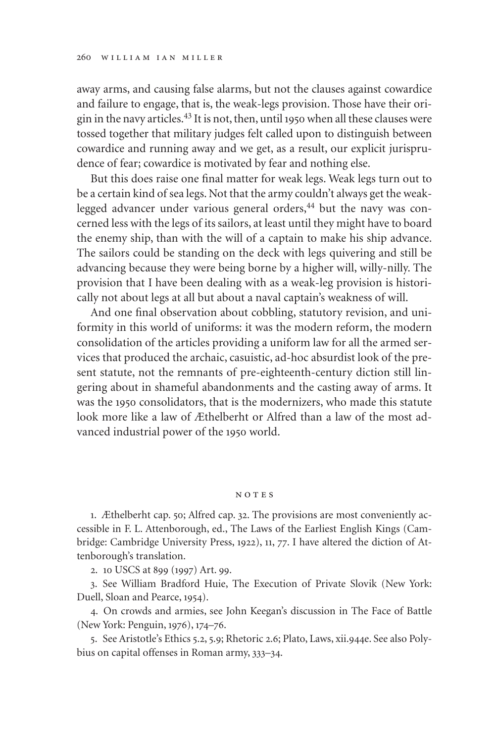away arms, and causing false alarms, but not the clauses against cowardice and failure to engage, that is, the weak-legs provision. Those have their origin in the navy articles.[43] It is not, then, until 1950 when all these clauses were tossed together that military judges felt called upon to distinguish between cowardice and running away and we get, as a result, our explicit jurisprudence of fear; cowardice is motivated by fear and nothing else.

But this does raise one final matter for weak legs. Weak legs turn out to be a certain kind of sea legs. Not that the army couldn't always get the weak-legged advancer under various general orders,[44] but the navy was concerned less with the legs of its sailors, at least until they might have to board the enemy ship, than with the will of a captain to make his ship advance. The sailors could be standing on the deck with legs quivering and still be advancing because they were being borne by a higher will, willy-nilly. The provision that I have been dealing with as a weak-leg provision is historically not about legs at all but about a naval captain's weakness of will.

And one final observation about cobbling, statutory revision, and uniformity in this world of uniforms: it was the modern reform, the modern consolidation of the articles providing a uniform law for all the armed services that produced the archaic, casuistic, ad-hoc absurdist look of the present statute, not the remnants of pre-eighteenth-century diction still lingering about in shameful abandonments and the casting away of arms. It was the 1950 consolidators, that is the modernizers, who made this statute look more like a law of Æthelberht or Alfred than a law of the most advanced industrial power of the 1950 world.

## NOTES

1. Æthelberht cap. 50; Alfred cap. 32. The provisions are most conveniently accessible in F. L. Attenborough, ed., The Laws of the Earliest English Kings (Cambridge: Cambridge University Press, 1922), 11, 77. I have altered the diction of Attenborough's translation.

2. 10 USCS at 899 (1997) Art. 99.

3. See William Bradford Huie, The Execution of Private Slovik (New York: Duell, Sloan and Pearce, 1954).

4. On crowds and armies, see John Keegan's discussion in The Face of Battle (New York: Penguin, 1976), 174–76.

5. See Aristotle's Ethics 5.2, 5.9; Rhetoric 2.6; Plato, Laws, xii.944e. See also Polybius on capital offenses in Roman army, 333–34.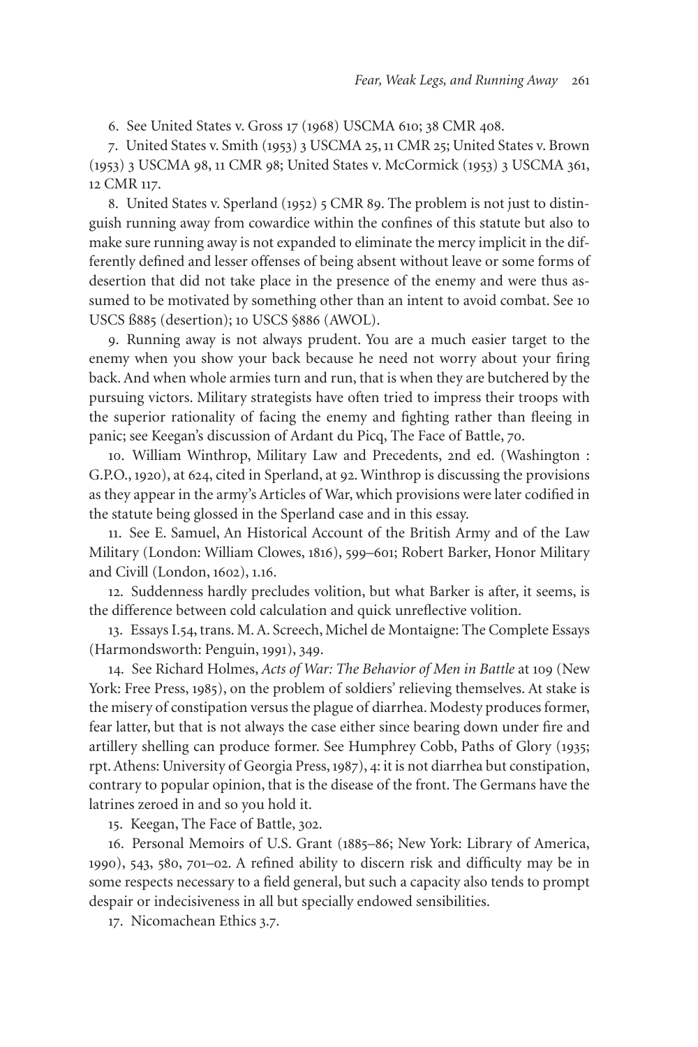6. See United States v. Gross 17 (1968) USCMA 610; 38 CMR 408.

7. United States v. Smith (1953) 3 USCMA 25, 11 CMR 25; United States v. Brown (1953) 3 USCMA 98, 11 CMR 98; United States v. McCormick (1953) 3 USCMA 361, 12 CMR 117.

8. United States v. Sperland (1952) 5 CMR 89. The problem is not just to distinguish running away from cowardice within the confines of this statute but also to make sure running away is not expanded to eliminate the mercy implicit in the differently defined and lesser offenses of being absent without leave or some forms of desertion that did not take place in the presence of the enemy and were thus assumed to be motivated by something other than an intent to avoid combat. See 10 USCS ß885 (desertion); 10 USCS §886 (AWOL).

9. Running away is not always prudent. You are a much easier target to the enemy when you show your back because he need not worry about your firing back. And when whole armies turn and run, that is when they are butchered by the pursuing victors. Military strategists have often tried to impress their troops with the superior rationality of facing the enemy and fighting rather than fleeing in panic; see Keegan's discussion of Ardant du Picq, The Face of Battle, 70.

10. William Winthrop, Military Law and Precedents, 2nd ed. (Washington : G.P.O., 1920), at 624, cited in Sperland, at 92. Winthrop is discussing the provisions as they appear in the army's Articles of War, which provisions were later codified in the statute being glossed in the Sperland case and in this essay.

11. See E. Samuel, An Historical Account of the British Army and of the Law Military (London: William Clowes, 1816), 599–601; Robert Barker, Honor Military and Civill (London, 1602), 1.16.

12. Suddenness hardly precludes volition, but what Barker is after, it seems, is the difference between cold calculation and quick unreflective volition.

13. Essays I.54, trans. M. A. Screech, Michel de Montaigne: The Complete Essays (Harmondsworth: Penguin, 1991), 349.

14. See Richard Holmes, *Acts of War: The Behavior of Men in Battle* at 109 (New York: Free Press, 1985), on the problem of soldiers' relieving themselves. At stake is the misery of constipation versus the plague of diarrhea. Modesty produces former, fear latter, but that is not always the case either since bearing down under fire and artillery shelling can produce former. See Humphrey Cobb, Paths of Glory (1935; rpt. Athens: University of Georgia Press, 1987), 4: it is not diarrhea but constipation, contrary to popular opinion, that is the disease of the front. The Germans have the latrines zeroed in and so you hold it.

15. Keegan, The Face of Battle, 302.

16. Personal Memoirs of U.S. Grant (1885–86; New York: Library of America, 1990), 543, 580, 701–02. A refined ability to discern risk and difficulty may be in some respects necessary to a field general, but such a capacity also tends to prompt despair or indecisiveness in all but specially endowed sensibilities.

17. Nicomachean Ethics 3.7.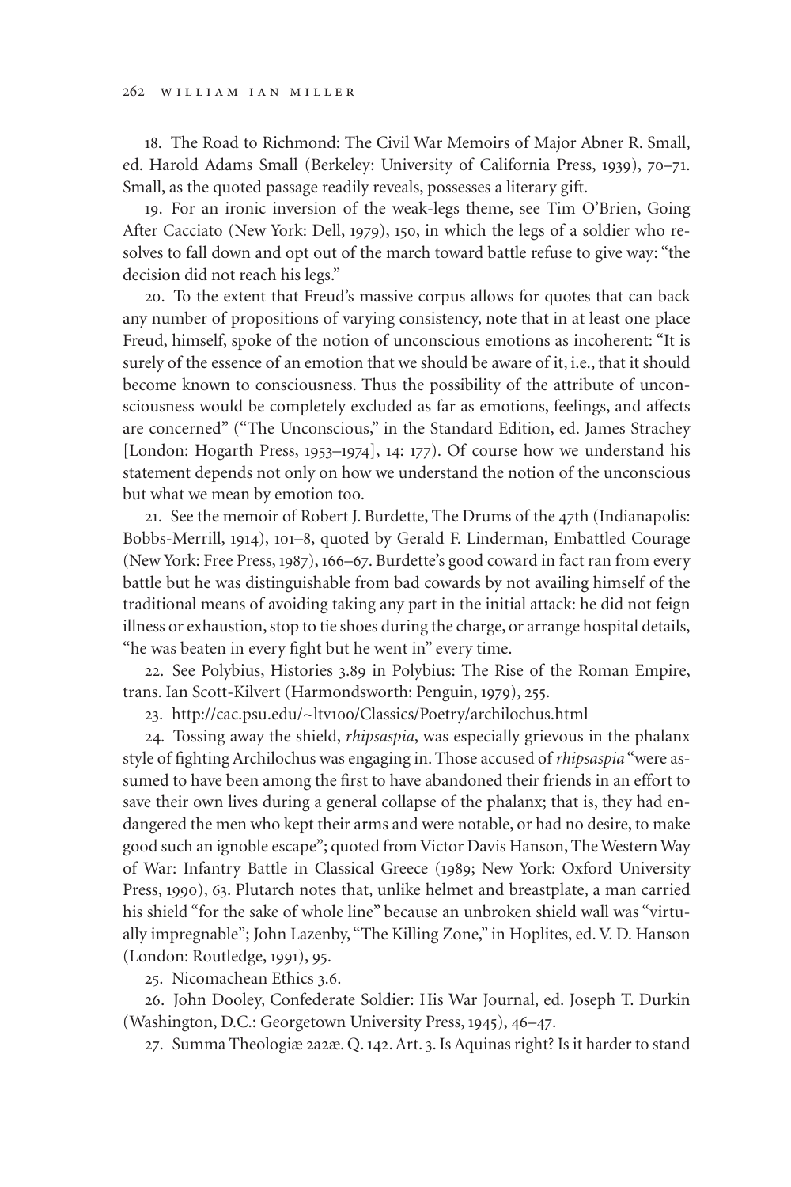18. The Road to Richmond: The Civil War Memoirs of Major Abner R. Small, ed. Harold Adams Small (Berkeley: University of California Press, 1939), 70–71. Small, as the quoted passage readily reveals, possesses a literary gift.

19. For an ironic inversion of the weak-legs theme, see Tim O'Brien, Going After Cacciato (New York: Dell, 1979), 150, in which the legs of a soldier who resolves to fall down and opt out of the march toward battle refuse to give way: "the decision did not reach his legs."

20. To the extent that Freud's massive corpus allows for quotes that can back any number of propositions of varying consistency, note that in at least one place Freud, himself, spoke of the notion of unconscious emotions as incoherent: "It is surely of the essence of an emotion that we should be aware of it, i.e., that it should become known to consciousness. Thus the possibility of the attribute of unconsciousness would be completely excluded as far as emotions, feelings, and affects are concerned" ("The Unconscious," in the Standard Edition, ed. James Strachey [London: Hogarth Press, 1953–1974], 14: 177). Of course how we understand his statement depends not only on how we understand the notion of the unconscious but what we mean by emotion too.

21. See the memoir of Robert J. Burdette, The Drums of the 47th (Indianapolis: Bobbs-Merrill, 1914), 101–8, quoted by Gerald F. Linderman, Embattled Courage (New York: Free Press, 1987), 166–67. Burdette's good coward in fact ran from every battle but he was distinguishable from bad cowards by not availing himself of the traditional means of avoiding taking any part in the initial attack: he did not feign illness or exhaustion, stop to tie shoes during the charge, or arrange hospital details, "he was beaten in every fight but he went in" every time.

22. See Polybius, Histories 3.89 in Polybius: The Rise of the Roman Empire, trans. Ian Scott-Kilvert (Harmondsworth: Penguin, 1979), 255.

23. http://cac.psu.edu/~ltv100/Classics/Poetry/archilochus.html

24. Tossing away the shield, *rhipsaspia*, was especially grievous in the phalanx style of fighting Archilochus was engaging in. Those accused of *rhipsaspia* "were assumed to have been among the first to have abandoned their friends in an effort to save their own lives during a general collapse of the phalanx; that is, they had endangered the men who kept their arms and were notable, or had no desire, to make good such an ignoble escape"; quoted from Victor Davis Hanson, The Western Way of War: Infantry Battle in Classical Greece (1989; New York: Oxford University Press, 1990), 63. Plutarch notes that, unlike helmet and breastplate, a man carried his shield "for the sake of whole line" because an unbroken shield wall was "virtually impregnable"; John Lazenby, "The Killing Zone," in Hoplites, ed. V. D. Hanson (London: Routledge, 1991), 95.

25. Nicomachean Ethics 3.6.

26. John Dooley, Confederate Soldier: His War Journal, ed. Joseph T. Durkin (Washington, D.C.: Georgetown University Press, 1945), 46–47.

27. Summa Theologiæ 2a2æ. Q. 142. Art. 3. Is Aquinas right? Is it harder to stand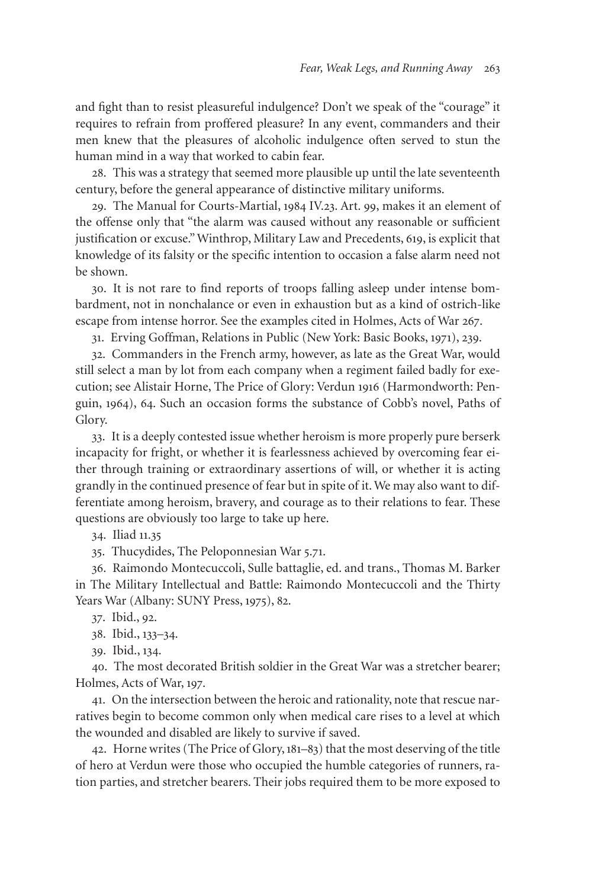and fight than to resist pleasureful indulgence? Don't we speak of the "courage" it requires to refrain from proffered pleasure? In any event, commanders and their men knew that the pleasures of alcoholic indulgence often served to stun the human mind in a way that worked to cabin fear.

28. This was a strategy that seemed more plausible up until the late seventeenth century, before the general appearance of distinctive military uniforms.

29. The Manual for Courts-Martial, 1984 IV.23. Art. 99, makes it an element of the offense only that "the alarm was caused without any reasonable or sufficient justification or excuse." Winthrop, Military Law and Precedents, 619, is explicit that knowledge of its falsity or the specific intention to occasion a false alarm need not be shown.

30. It is not rare to find reports of troops falling asleep under intense bombardment, not in nonchalance or even in exhaustion but as a kind of ostrich-like escape from intense horror. See the examples cited in Holmes, Acts of War 267.

31. Erving Goffman, Relations in Public (New York: Basic Books, 1971), 239.

32. Commanders in the French army, however, as late as the Great War, would still select a man by lot from each company when a regiment failed badly for execution; see Alistair Horne, The Price of Glory: Verdun 1916 (Harmondworth: Penguin, 1964), 64. Such an occasion forms the substance of Cobb's novel, Paths of Glory.

33. It is a deeply contested issue whether heroism is more properly pure berserk incapacity for fright, or whether it is fearlessness achieved by overcoming fear either through training or extraordinary assertions of will, or whether it is acting grandly in the continued presence of fear but in spite of it. We may also want to differentiate among heroism, bravery, and courage as to their relations to fear. These questions are obviously too large to take up here.

34. Iliad 11.35

35. Thucydides, The Peloponnesian War 5.71.

36. Raimondo Montecuccoli, Sulle battaglie, ed. and trans., Thomas M. Barker in The Military Intellectual and Battle: Raimondo Montecuccoli and the Thirty Years War (Albany: SUNY Press, 1975), 82.

37. Ibid., 92.

38. Ibid., 133–34.

39. Ibid., 134.

40. The most decorated British soldier in the Great War was a stretcher bearer; Holmes, Acts of War, 197.

41. On the intersection between the heroic and rationality, note that rescue narratives begin to become common only when medical care rises to a level at which the wounded and disabled are likely to survive if saved.

42. Horne writes (The Price of Glory, 181–83) that the most deserving of the title of hero at Verdun were those who occupied the humble categories of runners, ration parties, and stretcher bearers. Their jobs required them to be more exposed to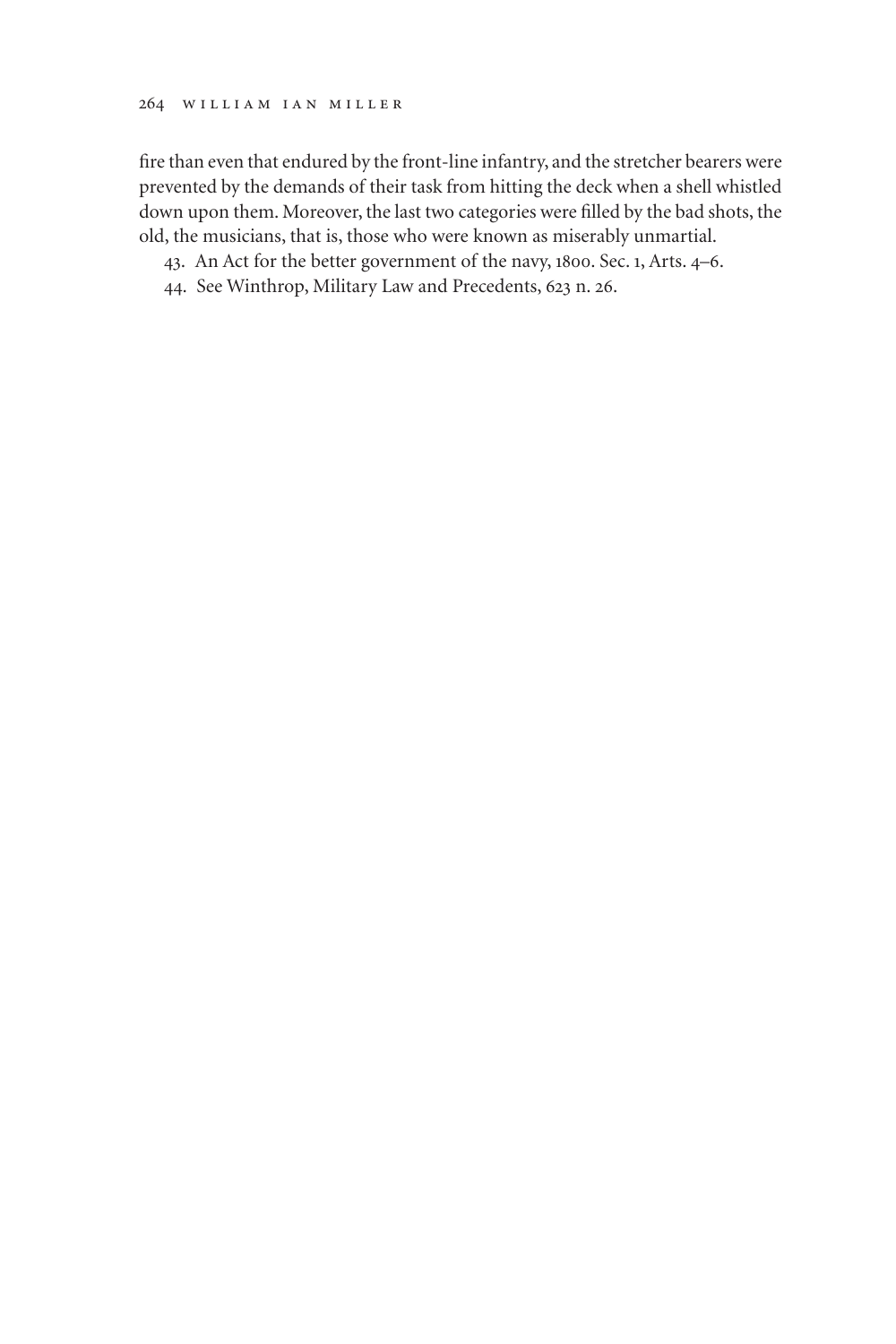fire than even that endured by the front-line infantry, and the stretcher bearers were prevented by the demands of their task from hitting the deck when a shell whistled down upon them. Moreover, the last two categories were filled by the bad shots, the old, the musicians, that is, those who were known as miserably unmartial.

43. An Act for the better government of the navy, 1800. Sec. 1, Arts. 4–6.

44. See Winthrop, Military Law and Precedents, 623 n. 26.